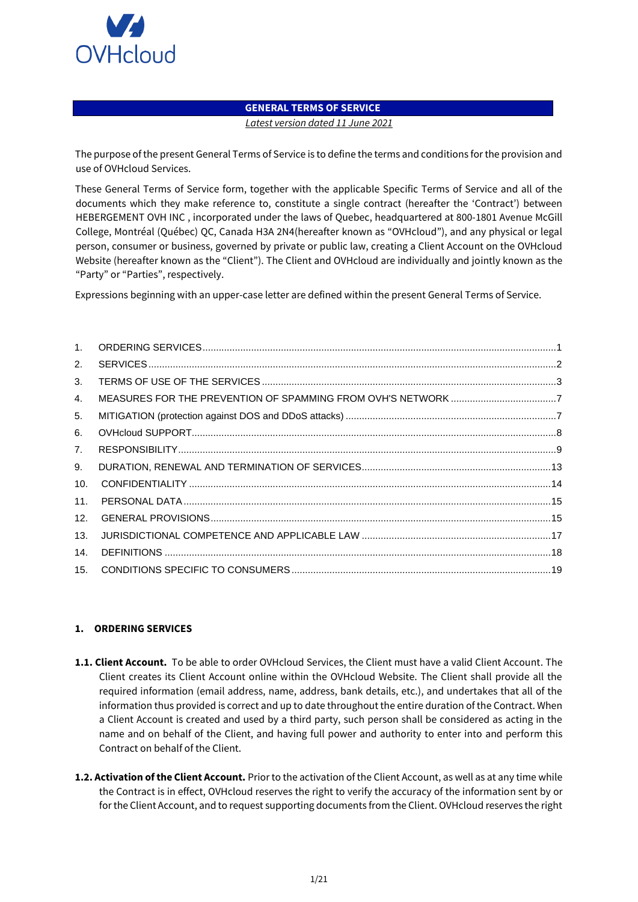# GENERAL TERMS OF SERVICE

*Latest version dated 11 June 2021*

The purpose of the present General Terms of Service is to define the terms and conditions for the provision and use of OVHcloud Services.

These General Terms of Service form, together with the applicable Specific Terms of Service and all of the documents which they make reference to, constitute a single contract (hereafter the 'Contract') between HEBERGEMENT OVH INC , incorporated under the laws of Quebec, headquartered at 800-1801 Avenue McGill College, Montréal (Québec) QC, Canada H3A 2N4(hereafter known as "OVHcloud"), and any physical or legal person, consumer or business, governed by private or public law, creating a Client Account on the OVHcloud Website (hereafter known as the "Client"). The Client and OVHcloud are individually and jointly known as the "Party" or "Parties", respectively.

Expressions beginning with an upper-case letter are defined within the present General Terms of Service.

1. ORDERING SERVICES....1
2. SERVICES....2
3. TERMS OF USE OF THE SERVICES....3
4. MEASURES FOR THE PREVENTION OF SPAMMING FROM OVH'S NETWORK....7
5. MITIGATION (protection against DOS and DDoS attacks)....7
6. OVHcloud SUPPORT....8
7. RESPONSIBILITY....9
9. DURATION, RENEWAL AND TERMINATION OF SERVICES....13
10. CONFIDENTIALITY....14
11. PERSONAL DATA....15
12. GENERAL PROVISIONS....15
13. JURISDICTIONAL COMPETENCE AND APPLICABLE LAW....17
14. DEFINITIONS....18
15. CONDITIONS SPECIFIC TO CONSUMERS....19

## 1. ORDERING SERVICES

**1.1. Client Account.** To be able to order OVHcloud Services, the Client must have a valid Client Account. The Client creates its Client Account online within the OVHcloud Website. The Client shall provide all the required information (email address, name, address, bank details, etc.), and undertakes that all of the information thus provided is correct and up to date throughout the entire duration of the Contract. When a Client Account is created and used by a third party, such person shall be considered as acting in the name and on behalf of the Client, and having full power and authority to enter into and perform this Contract on behalf of the Client.

**1.2. Activation of the Client Account.** Prior to the activation of the Client Account, as well as at any time while the Contract is in effect, OVHcloud reserves the right to verify the accuracy of the information sent by or for the Client Account, and to request supporting documents from the Client. OVHcloud reserves the right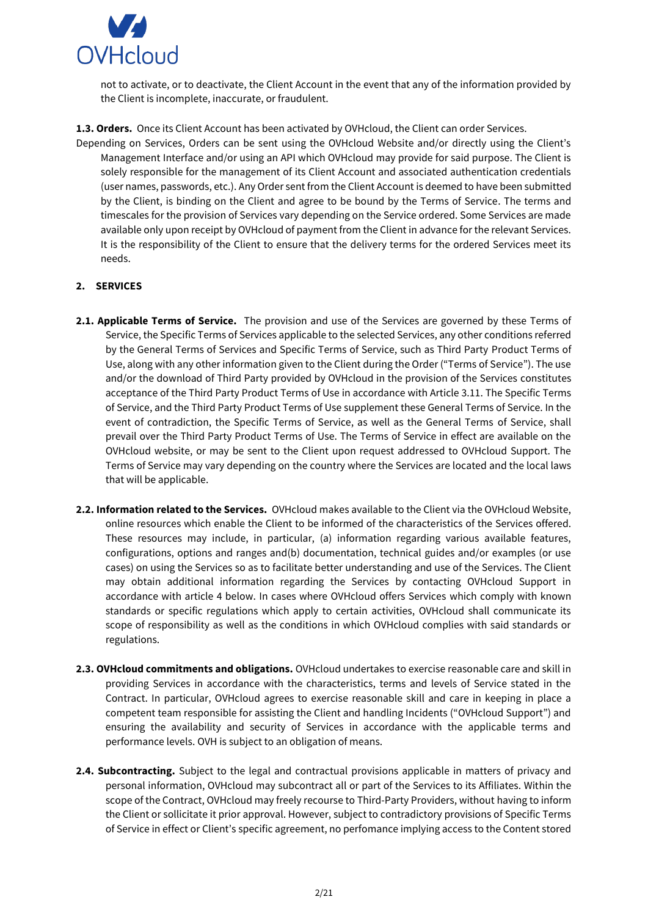not to activate, or to deactivate, the Client Account in the event that any of the information provided by the Client is incomplete, inaccurate, or fraudulent.

**1.3. Orders.** Once its Client Account has been activated by OVHcloud, the Client can order Services. Depending on Services, Orders can be sent using the OVHcloud Website and/or directly using the Client's Management Interface and/or using an API which OVHcloud may provide for said purpose. The Client is solely responsible for the management of its Client Account and associated authentication credentials (user names, passwords, etc.). Any Order sent from the Client Account is deemed to have been submitted by the Client, is binding on the Client and agree to be bound by the Terms of Service. The terms and timescales for the provision of Services vary depending on the Service ordered. Some Services are made available only upon receipt by OVHcloud of payment from the Client in advance for the relevant Services. It is the responsibility of the Client to ensure that the delivery terms for the ordered Services meet its needs.

## 2. SERVICES

**2.1. Applicable Terms of Service.** The provision and use of the Services are governed by these Terms of Service, the Specific Terms of Services applicable to the selected Services, any other conditions referred by the General Terms of Services and Specific Terms of Service, such as Third Party Product Terms of Use, along with any other information given to the Client during the Order ("Terms of Service"). The use and/or the download of Third Party provided by OVHcloud in the provision of the Services constitutes acceptance of the Third Party Product Terms of Use in accordance with Article 3.11. The Specific Terms of Service, and the Third Party Product Terms of Use supplement these General Terms of Service. In the event of contradiction, the Specific Terms of Service, as well as the General Terms of Service, shall prevail over the Third Party Product Terms of Use. The Terms of Service in effect are available on the OVHcloud website, or may be sent to the Client upon request addressed to OVHcloud Support. The Terms of Service may vary depending on the country where the Services are located and the local laws that will be applicable.

**2.2. Information related to the Services.** OVHcloud makes available to the Client via the OVHcloud Website, online resources which enable the Client to be informed of the characteristics of the Services offered. These resources may include, in particular, (a) information regarding various available features, configurations, options and ranges and(b) documentation, technical guides and/or examples (or use cases) on using the Services so as to facilitate better understanding and use of the Services. The Client may obtain additional information regarding the Services by contacting OVHcloud Support in accordance with article 4 below. In cases where OVHcloud offers Services which comply with known standards or specific regulations which apply to certain activities, OVHcloud shall communicate its scope of responsibility as well as the conditions in which OVHcloud complies with said standards or regulations.

**2.3. OVHcloud commitments and obligations.** OVHcloud undertakes to exercise reasonable care and skill in providing Services in accordance with the characteristics, terms and levels of Service stated in the Contract. In particular, OVHcloud agrees to exercise reasonable skill and care in keeping in place a competent team responsible for assisting the Client and handling Incidents ("OVHcloud Support") and ensuring the availability and security of Services in accordance with the applicable terms and performance levels. OVH is subject to an obligation of means.

**2.4. Subcontracting.** Subject to the legal and contractual provisions applicable in matters of privacy and personal information, OVHcloud may subcontract all or part of the Services to its Affiliates. Within the scope of the Contract, OVHcloud may freely recourse to Third-Party Providers, without having to inform the Client or sollicitate it prior approval. However, subject to contradictory provisions of Specific Terms of Service in effect or Client's specific agreement, no perfomance implying access to the Content stored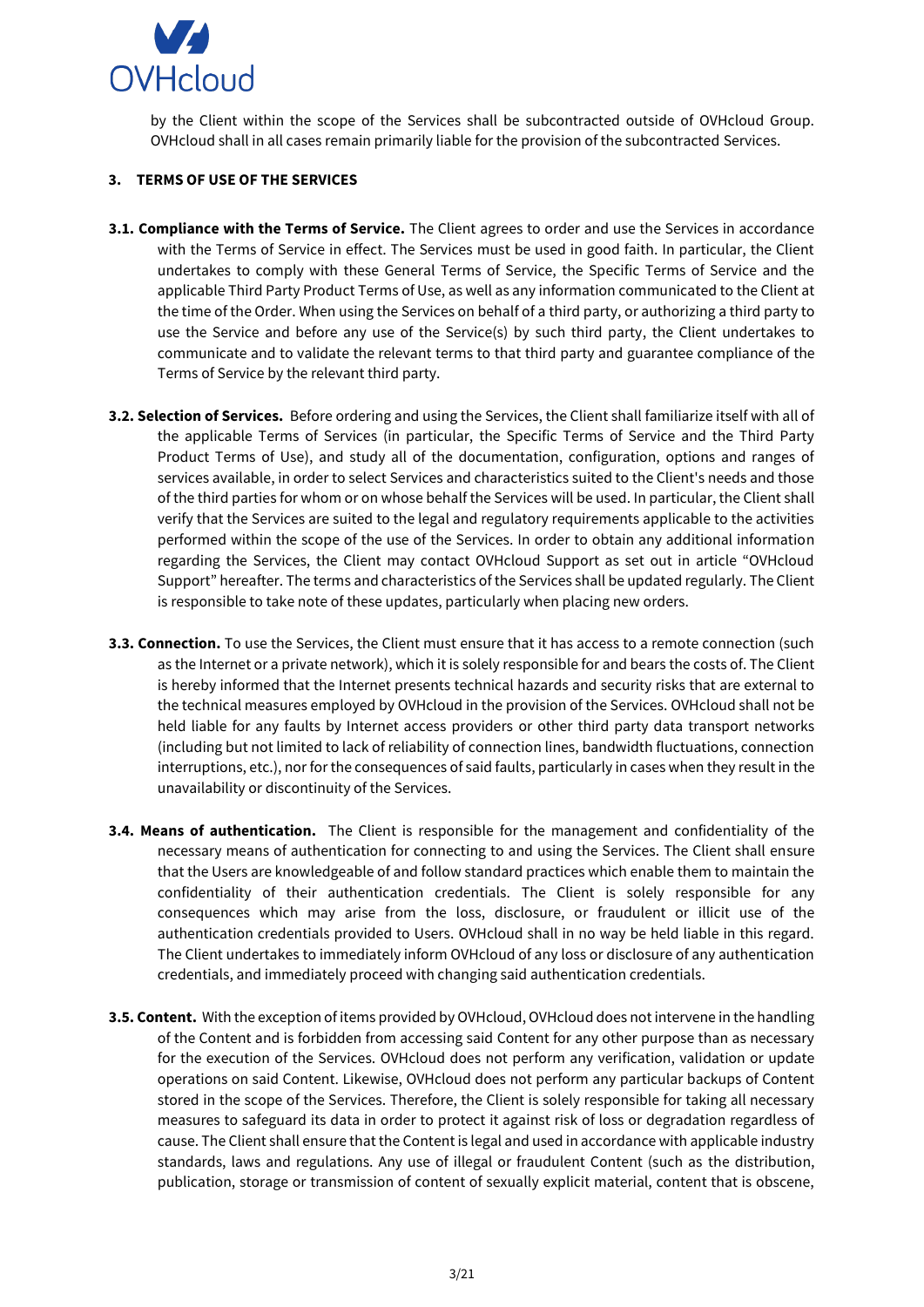by the Client within the scope of the Services shall be subcontracted outside of OVHcloud Group. OVHcloud shall in all cases remain primarily liable for the provision of the subcontracted Services.

## 3. TERMS OF USE OF THE SERVICES

**3.1. Compliance with the Terms of Service.** The Client agrees to order and use the Services in accordance with the Terms of Service in effect. The Services must be used in good faith. In particular, the Client undertakes to comply with these General Terms of Service, the Specific Terms of Service and the applicable Third Party Product Terms of Use, as well as any information communicated to the Client at the time of the Order. When using the Services on behalf of a third party, or authorizing a third party to use the Service and before any use of the Service(s) by such third party, the Client undertakes to communicate and to validate the relevant terms to that third party and guarantee compliance of the Terms of Service by the relevant third party.

**3.2. Selection of Services.** Before ordering and using the Services, the Client shall familiarize itself with all of the applicable Terms of Services (in particular, the Specific Terms of Service and the Third Party Product Terms of Use), and study all of the documentation, configuration, options and ranges of services available, in order to select Services and characteristics suited to the Client's needs and those of the third parties for whom or on whose behalf the Services will be used. In particular, the Client shall verify that the Services are suited to the legal and regulatory requirements applicable to the activities performed within the scope of the use of the Services. In order to obtain any additional information regarding the Services, the Client may contact OVHcloud Support as set out in article "OVHcloud Support" hereafter. The terms and characteristics of the Services shall be updated regularly. The Client is responsible to take note of these updates, particularly when placing new orders.

**3.3. Connection.** To use the Services, the Client must ensure that it has access to a remote connection (such as the Internet or a private network), which it is solely responsible for and bears the costs of. The Client is hereby informed that the Internet presents technical hazards and security risks that are external to the technical measures employed by OVHcloud in the provision of the Services. OVHcloud shall not be held liable for any faults by Internet access providers or other third party data transport networks (including but not limited to lack of reliability of connection lines, bandwidth fluctuations, connection interruptions, etc.), nor for the consequences of said faults, particularly in cases when they result in the unavailability or discontinuity of the Services.

**3.4. Means of authentication.** The Client is responsible for the management and confidentiality of the necessary means of authentication for connecting to and using the Services. The Client shall ensure that the Users are knowledgeable of and follow standard practices which enable them to maintain the confidentiality of their authentication credentials. The Client is solely responsible for any consequences which may arise from the loss, disclosure, or fraudulent or illicit use of the authentication credentials provided to Users. OVHcloud shall in no way be held liable in this regard. The Client undertakes to immediately inform OVHcloud of any loss or disclosure of any authentication credentials, and immediately proceed with changing said authentication credentials.

**3.5. Content.** With the exception of items provided by OVHcloud, OVHcloud does not intervene in the handling of the Content and is forbidden from accessing said Content for any other purpose than as necessary for the execution of the Services. OVHcloud does not perform any verification, validation or update operations on said Content. Likewise, OVHcloud does not perform any particular backups of Content stored in the scope of the Services. Therefore, the Client is solely responsible for taking all necessary measures to safeguard its data in order to protect it against risk of loss or degradation regardless of cause. The Client shall ensure that the Content is legal and used in accordance with applicable industry standards, laws and regulations. Any use of illegal or fraudulent Content (such as the distribution, publication, storage or transmission of content of sexually explicit material, content that is obscene,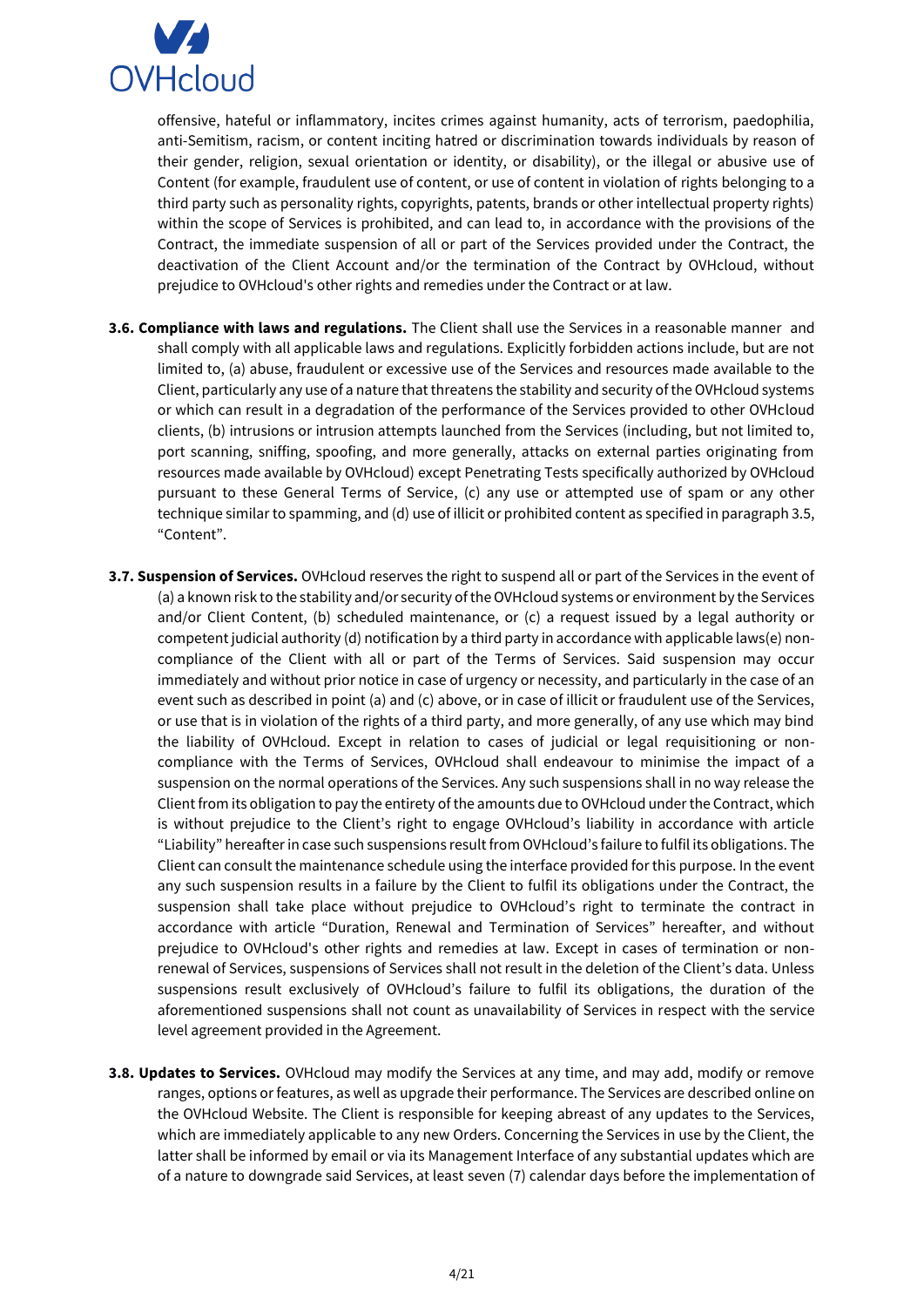offensive, hateful or inflammatory, incites crimes against humanity, acts of terrorism, paedophilia, anti-Semitism, racism, or content inciting hatred or discrimination towards individuals by reason of their gender, religion, sexual orientation or identity, or disability), or the illegal or abusive use of Content (for example, fraudulent use of content, or use of content in violation of rights belonging to a third party such as personality rights, copyrights, patents, brands or other intellectual property rights) within the scope of Services is prohibited, and can lead to, in accordance with the provisions of the Contract, the immediate suspension of all or part of the Services provided under the Contract, the deactivation of the Client Account and/or the termination of the Contract by OVHcloud, without prejudice to OVHcloud's other rights and remedies under the Contract or at law.

**3.6. Compliance with laws and regulations.** The Client shall use the Services in a reasonable manner and shall comply with all applicable laws and regulations. Explicitly forbidden actions include, but are not limited to, (a) abuse, fraudulent or excessive use of the Services and resources made available to the Client, particularly any use of a nature that threatens the stability and security of the OVHcloud systems or which can result in a degradation of the performance of the Services provided to other OVHcloud clients, (b) intrusions or intrusion attempts launched from the Services (including, but not limited to, port scanning, sniffing, spoofing, and more generally, attacks on external parties originating from resources made available by OVHcloud) except Penetrating Tests specifically authorized by OVHcloud pursuant to these General Terms of Service, (c) any use or attempted use of spam or any other technique similar to spamming, and (d) use of illicit or prohibited content as specified in paragraph 3.5, "Content".

**3.7. Suspension of Services.** OVHcloud reserves the right to suspend all or part of the Services in the event of (a) a known risk to the stability and/or security of the OVHcloud systems or environment by the Services and/or Client Content, (b) scheduled maintenance, or (c) a request issued by a legal authority or competent judicial authority (d) notification by a third party in accordance with applicable laws(e) non-compliance of the Client with all or part of the Terms of Services. Said suspension may occur immediately and without prior notice in case of urgency or necessity, and particularly in the case of an event such as described in point (a) and (c) above, or in case of illicit or fraudulent use of the Services, or use that is in violation of the rights of a third party, and more generally, of any use which may bind the liability of OVHcloud. Except in relation to cases of judicial or legal requisitioning or non-compliance with the Terms of Services, OVHcloud shall endeavour to minimise the impact of a suspension on the normal operations of the Services. Any such suspensions shall in no way release the Client from its obligation to pay the entirety of the amounts due to OVHcloud under the Contract, which is without prejudice to the Client's right to engage OVHcloud's liability in accordance with article "Liability" hereafter in case such suspensions result from OVHcloud's failure to fulfil its obligations. The Client can consult the maintenance schedule using the interface provided for this purpose. In the event any such suspension results in a failure by the Client to fulfil its obligations under the Contract, the suspension shall take place without prejudice to OVHcloud's right to terminate the contract in accordance with article "Duration, Renewal and Termination of Services" hereafter, and without prejudice to OVHcloud's other rights and remedies at law. Except in cases of termination or non-renewal of Services, suspensions of Services shall not result in the deletion of the Client's data. Unless suspensions result exclusively of OVHcloud's failure to fulfil its obligations, the duration of the aforementioned suspensions shall not count as unavailability of Services in respect with the service level agreement provided in the Agreement.

**3.8. Updates to Services.** OVHcloud may modify the Services at any time, and may add, modify or remove ranges, options or features, as well as upgrade their performance. The Services are described online on the OVHcloud Website. The Client is responsible for keeping abreast of any updates to the Services, which are immediately applicable to any new Orders. Concerning the Services in use by the Client, the latter shall be informed by email or via its Management Interface of any substantial updates which are of a nature to downgrade said Services, at least seven (7) calendar days before the implementation of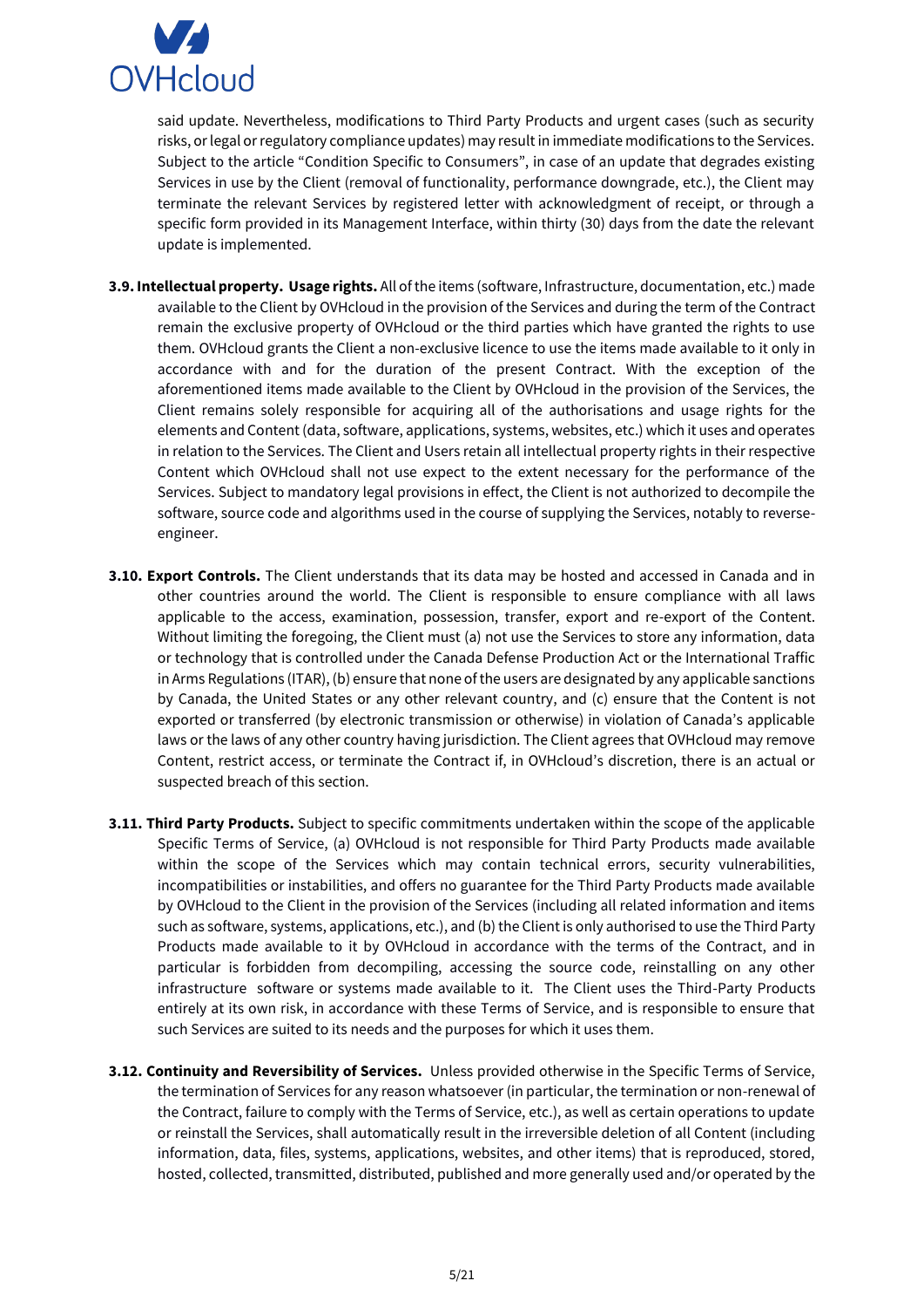said update. Nevertheless, modifications to Third Party Products and urgent cases (such as security risks, or legal or regulatory compliance updates) may result in immediate modifications to the Services. Subject to the article "Condition Specific to Consumers", in case of an update that degrades existing Services in use by the Client (removal of functionality, performance downgrade, etc.), the Client may terminate the relevant Services by registered letter with acknowledgment of receipt, or through a specific form provided in its Management Interface, within thirty (30) days from the date the relevant update is implemented.

**3.9. Intellectual property. Usage rights.** All of the items (software, Infrastructure, documentation, etc.) made available to the Client by OVHcloud in the provision of the Services and during the term of the Contract remain the exclusive property of OVHcloud or the third parties which have granted the rights to use them. OVHcloud grants the Client a non-exclusive licence to use the items made available to it only in accordance with and for the duration of the present Contract. With the exception of the aforementioned items made available to the Client by OVHcloud in the provision of the Services, the Client remains solely responsible for acquiring all of the authorisations and usage rights for the elements and Content (data, software, applications, systems, websites, etc.) which it uses and operates in relation to the Services. The Client and Users retain all intellectual property rights in their respective Content which OVHcloud shall not use expect to the extent necessary for the performance of the Services. Subject to mandatory legal provisions in effect, the Client is not authorized to decompile the software, source code and algorithms used in the course of supplying the Services, notably to reverse-engineer.

**3.10. Export Controls.** The Client understands that its data may be hosted and accessed in Canada and in other countries around the world. The Client is responsible to ensure compliance with all laws applicable to the access, examination, possession, transfer, export and re-export of the Content. Without limiting the foregoing, the Client must (a) not use the Services to store any information, data or technology that is controlled under the Canada Defense Production Act or the International Traffic in Arms Regulations (ITAR), (b) ensure that none of the users are designated by any applicable sanctions by Canada, the United States or any other relevant country, and (c) ensure that the Content is not exported or transferred (by electronic transmission or otherwise) in violation of Canada's applicable laws or the laws of any other country having jurisdiction. The Client agrees that OVHcloud may remove Content, restrict access, or terminate the Contract if, in OVHcloud's discretion, there is an actual or suspected breach of this section.

**3.11. Third Party Products.** Subject to specific commitments undertaken within the scope of the applicable Specific Terms of Service, (a) OVHcloud is not responsible for Third Party Products made available within the scope of the Services which may contain technical errors, security vulnerabilities, incompatibilities or instabilities, and offers no guarantee for the Third Party Products made available by OVHcloud to the Client in the provision of the Services (including all related information and items such as software, systems, applications, etc.), and (b) the Client is only authorised to use the Third Party Products made available to it by OVHcloud in accordance with the terms of the Contract, and in particular is forbidden from decompiling, accessing the source code, reinstalling on any other infrastructure software or systems made available to it. The Client uses the Third-Party Products entirely at its own risk, in accordance with these Terms of Service, and is responsible to ensure that such Services are suited to its needs and the purposes for which it uses them.

**3.12. Continuity and Reversibility of Services.** Unless provided otherwise in the Specific Terms of Service, the termination of Services for any reason whatsoever (in particular, the termination or non-renewal of the Contract, failure to comply with the Terms of Service, etc.), as well as certain operations to update or reinstall the Services, shall automatically result in the irreversible deletion of all Content (including information, data, files, systems, applications, websites, and other items) that is reproduced, stored, hosted, collected, transmitted, distributed, published and more generally used and/or operated by the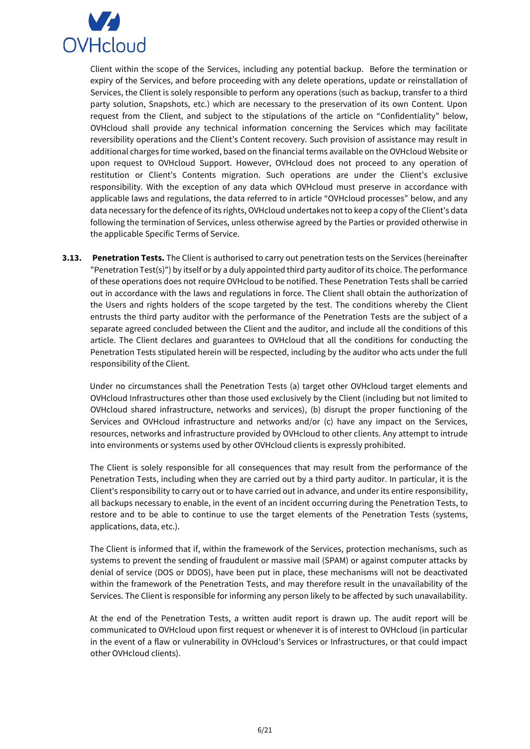Client within the scope of the Services, including any potential backup. Before the termination or expiry of the Services, and before proceeding with any delete operations, update or reinstallation of Services, the Client is solely responsible to perform any operations (such as backup, transfer to a third party solution, Snapshots, etc.) which are necessary to the preservation of its own Content. Upon request from the Client, and subject to the stipulations of the article on "Confidentiality" below, OVHcloud shall provide any technical information concerning the Services which may facilitate reversibility operations and the Client's Content recovery. Such provision of assistance may result in additional charges for time worked, based on the financial terms available on the OVHcloud Website or upon request to OVHcloud Support. However, OVHcloud does not proceed to any operation of restitution or Client's Contents migration. Such operations are under the Client's exclusive responsibility. With the exception of any data which OVHcloud must preserve in accordance with applicable laws and regulations, the data referred to in article "OVHcloud processes" below, and any data necessary for the defence of its rights, OVHcloud undertakes not to keep a copy of the Client's data following the termination of Services, unless otherwise agreed by the Parties or provided otherwise in the applicable Specific Terms of Service.

**3.13. Penetration Tests.** The Client is authorised to carry out penetration tests on the Services (hereinafter "Penetration Test(s)") by itself or by a duly appointed third party auditor of its choice. The performance of these operations does not require OVHcloud to be notified. These Penetration Tests shall be carried out in accordance with the laws and regulations in force. The Client shall obtain the authorization of the Users and rights holders of the scope targeted by the test. The conditions whereby the Client entrusts the third party auditor with the performance of the Penetration Tests are the subject of a separate agreed concluded between the Client and the auditor, and include all the conditions of this article. The Client declares and guarantees to OVHcloud that all the conditions for conducting the Penetration Tests stipulated herein will be respected, including by the auditor who acts under the full responsibility of the Client.

Under no circumstances shall the Penetration Tests (a) target other OVHcloud target elements and OVHcloud Infrastructures other than those used exclusively by the Client (including but not limited to OVHcloud shared infrastructure, networks and services), (b) disrupt the proper functioning of the Services and OVHcloud infrastructure and networks and/or (c) have any impact on the Services, resources, networks and infrastructure provided by OVHcloud to other clients. Any attempt to intrude into environments or systems used by other OVHcloud clients is expressly prohibited.

The Client is solely responsible for all consequences that may result from the performance of the Penetration Tests, including when they are carried out by a third party auditor. In particular, it is the Client's responsibility to carry out or to have carried out in advance, and under its entire responsibility, all backups necessary to enable, in the event of an incident occurring during the Penetration Tests, to restore and to be able to continue to use the target elements of the Penetration Tests (systems, applications, data, etc.).

The Client is informed that if, within the framework of the Services, protection mechanisms, such as systems to prevent the sending of fraudulent or massive mail (SPAM) or against computer attacks by denial of service (DOS or DDOS), have been put in place, these mechanisms will not be deactivated within the framework of the Penetration Tests, and may therefore result in the unavailability of the Services. The Client is responsible for informing any person likely to be affected by such unavailability.

At the end of the Penetration Tests, a written audit report is drawn up. The audit report will be communicated to OVHcloud upon first request or whenever it is of interest to OVHcloud (in particular in the event of a flaw or vulnerability in OVHcloud's Services or Infrastructures, or that could impact other OVHcloud clients).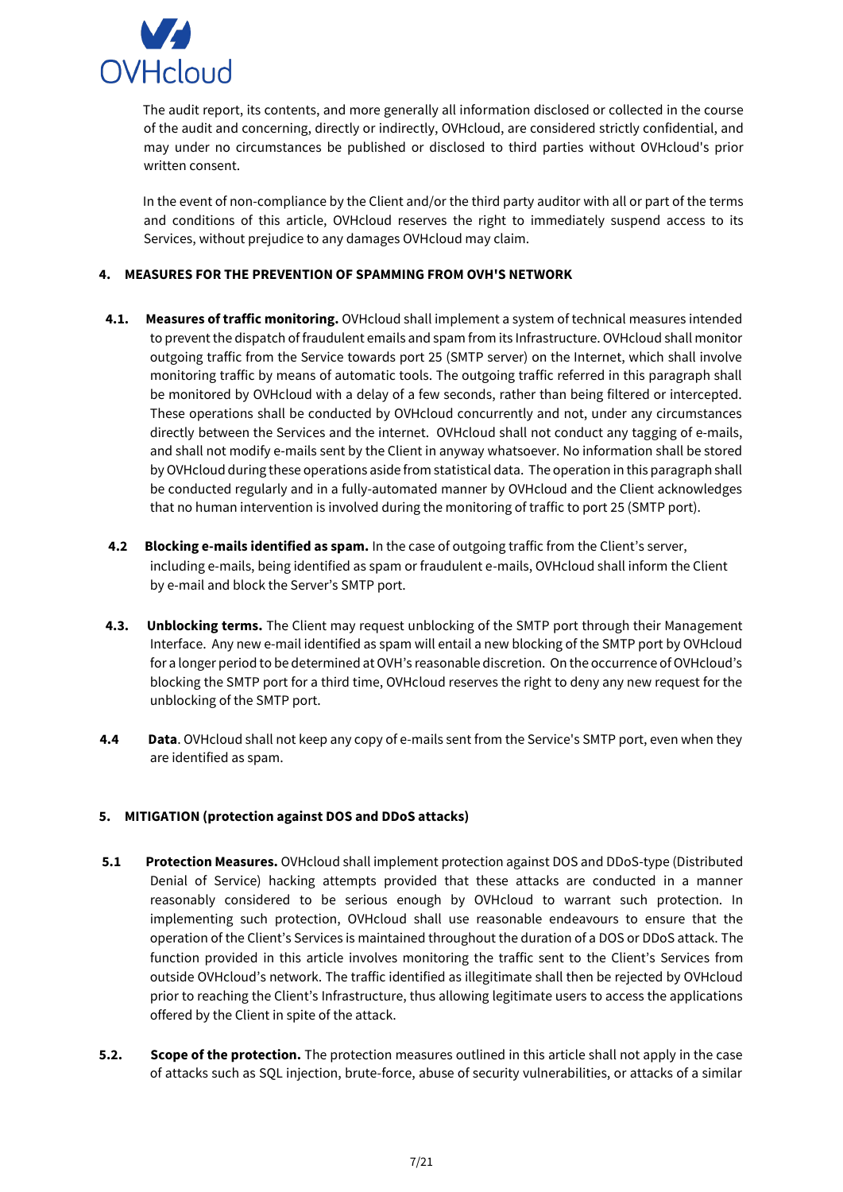The audit report, its contents, and more generally all information disclosed or collected in the course of the audit and concerning, directly or indirectly, OVHcloud, are considered strictly confidential, and may under no circumstances be published or disclosed to third parties without OVHcloud's prior written consent.

In the event of non-compliance by the Client and/or the third party auditor with all or part of the terms and conditions of this article, OVHcloud reserves the right to immediately suspend access to its Services, without prejudice to any damages OVHcloud may claim.

## 4. MEASURES FOR THE PREVENTION OF SPAMMING FROM OVH'S NETWORK

**4.1. Measures of traffic monitoring.** OVHcloud shall implement a system of technical measures intended to prevent the dispatch of fraudulent emails and spam from its Infrastructure. OVHcloud shall monitor outgoing traffic from the Service towards port 25 (SMTP server) on the Internet, which shall involve monitoring traffic by means of automatic tools. The outgoing traffic referred in this paragraph shall be monitored by OVHcloud with a delay of a few seconds, rather than being filtered or intercepted. These operations shall be conducted by OVHcloud concurrently and not, under any circumstances directly between the Services and the internet. OVHcloud shall not conduct any tagging of e-mails, and shall not modify e-mails sent by the Client in anyway whatsoever. No information shall be stored by OVHcloud during these operations aside from statistical data. The operation in this paragraph shall be conducted regularly and in a fully-automated manner by OVHcloud and the Client acknowledges that no human intervention is involved during the monitoring of traffic to port 25 (SMTP port).

**4.2 Blocking e-mails identified as spam.** In the case of outgoing traffic from the Client's server, including e-mails, being identified as spam or fraudulent e-mails, OVHcloud shall inform the Client by e-mail and block the Server's SMTP port.

**4.3. Unblocking terms.** The Client may request unblocking of the SMTP port through their Management Interface. Any new e-mail identified as spam will entail a new blocking of the SMTP port by OVHcloud for a longer period to be determined at OVH's reasonable discretion. On the occurrence of OVHcloud's blocking the SMTP port for a third time, OVHcloud reserves the right to deny any new request for the unblocking of the SMTP port.

**4.4 Data**. OVHcloud shall not keep any copy of e-mails sent from the Service's SMTP port, even when they are identified as spam.

## 5. MITIGATION (protection against DOS and DDoS attacks)

**5.1 Protection Measures.** OVHcloud shall implement protection against DOS and DDoS-type (Distributed Denial of Service) hacking attempts provided that these attacks are conducted in a manner reasonably considered to be serious enough by OVHcloud to warrant such protection. In implementing such protection, OVHcloud shall use reasonable endeavours to ensure that the operation of the Client's Services is maintained throughout the duration of a DOS or DDoS attack. The function provided in this article involves monitoring the traffic sent to the Client's Services from outside OVHcloud's network. The traffic identified as illegitimate shall then be rejected by OVHcloud prior to reaching the Client's Infrastructure, thus allowing legitimate users to access the applications offered by the Client in spite of the attack.

**5.2. Scope of the protection.** The protection measures outlined in this article shall not apply in the case of attacks such as SQL injection, brute-force, abuse of security vulnerabilities, or attacks of a similar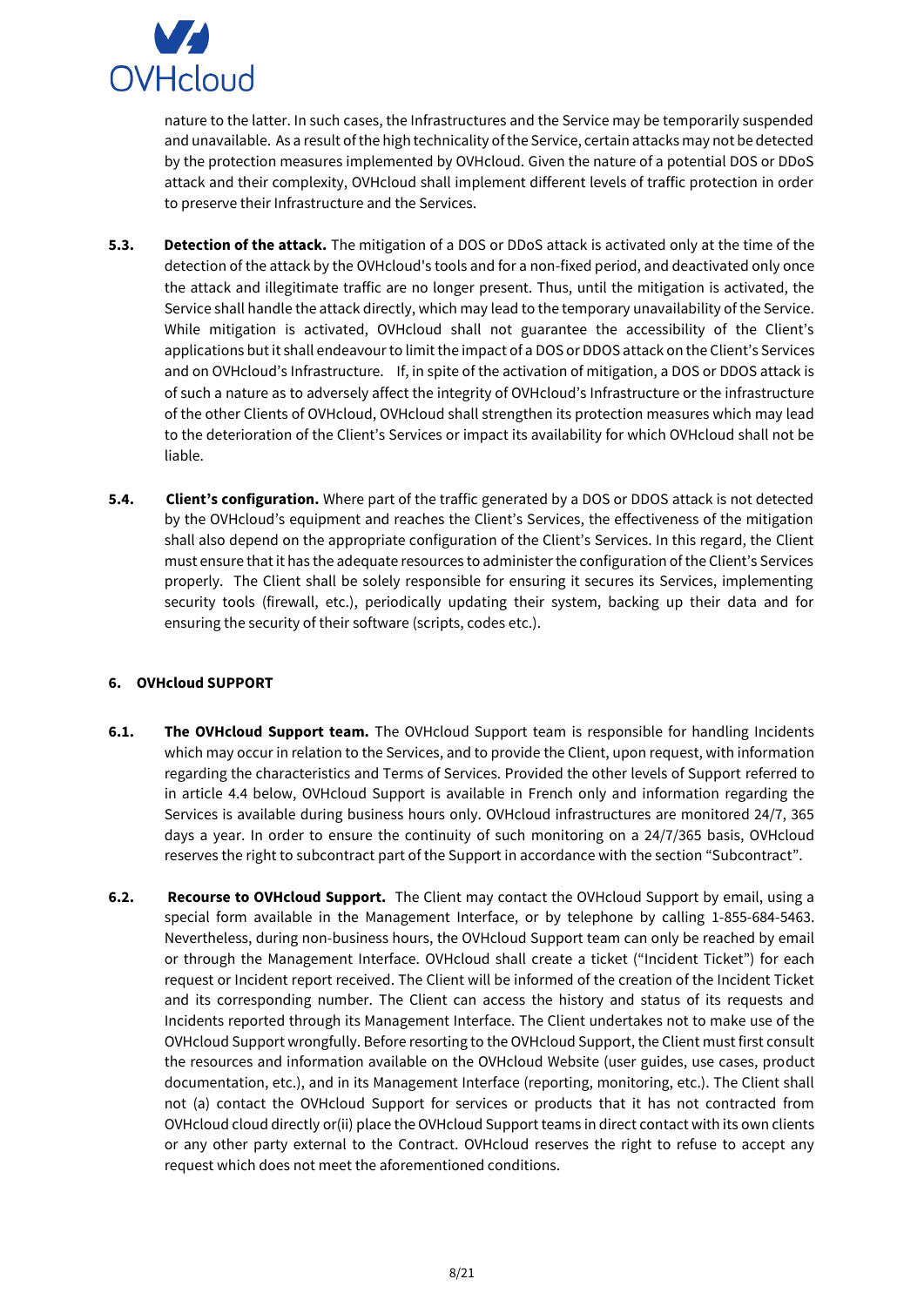nature to the latter. In such cases, the Infrastructures and the Service may be temporarily suspended and unavailable. As a result of the high technicality of the Service, certain attacks may not be detected by the protection measures implemented by OVHcloud. Given the nature of a potential DOS or DDoS attack and their complexity, OVHcloud shall implement different levels of traffic protection in order to preserve their Infrastructure and the Services.

**5.3. Detection of the attack.** The mitigation of a DOS or DDoS attack is activated only at the time of the detection of the attack by the OVHcloud's tools and for a non-fixed period, and deactivated only once the attack and illegitimate traffic are no longer present. Thus, until the mitigation is activated, the Service shall handle the attack directly, which may lead to the temporary unavailability of the Service. While mitigation is activated, OVHcloud shall not guarantee the accessibility of the Client's applications but it shall endeavour to limit the impact of a DOS or DDOS attack on the Client's Services and on OVHcloud's Infrastructure. If, in spite of the activation of mitigation, a DOS or DDOS attack is of such a nature as to adversely affect the integrity of OVHcloud's Infrastructure or the infrastructure of the other Clients of OVHcloud, OVHcloud shall strengthen its protection measures which may lead to the deterioration of the Client's Services or impact its availability for which OVHcloud shall not be liable.

**5.4. Client's configuration.** Where part of the traffic generated by a DOS or DDOS attack is not detected by the OVHcloud's equipment and reaches the Client's Services, the effectiveness of the mitigation shall also depend on the appropriate configuration of the Client's Services. In this regard, the Client must ensure that it has the adequate resources to administer the configuration of the Client's Services properly. The Client shall be solely responsible for ensuring it secures its Services, implementing security tools (firewall, etc.), periodically updating their system, backing up their data and for ensuring the security of their software (scripts, codes etc.).

## 6. OVHcloud SUPPORT

**6.1. The OVHcloud Support team.** The OVHcloud Support team is responsible for handling Incidents which may occur in relation to the Services, and to provide the Client, upon request, with information regarding the characteristics and Terms of Services. Provided the other levels of Support referred to in article 4.4 below, OVHcloud Support is available in French only and information regarding the Services is available during business hours only. OVHcloud infrastructures are monitored 24/7, 365 days a year. In order to ensure the continuity of such monitoring on a 24/7/365 basis, OVHcloud reserves the right to subcontract part of the Support in accordance with the section "Subcontract".

**6.2. Recourse to OVHcloud Support.** The Client may contact the OVHcloud Support by email, using a special form available in the Management Interface, or by telephone by calling 1-855-684-5463. Nevertheless, during non-business hours, the OVHcloud Support team can only be reached by email or through the Management Interface. OVHcloud shall create a ticket ("Incident Ticket") for each request or Incident report received. The Client will be informed of the creation of the Incident Ticket and its corresponding number. The Client can access the history and status of its requests and Incidents reported through its Management Interface. The Client undertakes not to make use of the OVHcloud Support wrongfully. Before resorting to the OVHcloud Support, the Client must first consult the resources and information available on the OVHcloud Website (user guides, use cases, product documentation, etc.), and in its Management Interface (reporting, monitoring, etc.). The Client shall not (a) contact the OVHcloud Support for services or products that it has not contracted from OVHcloud cloud directly or(ii) place the OVHcloud Support teams in direct contact with its own clients or any other party external to the Contract. OVHcloud reserves the right to refuse to accept any request which does not meet the aforementioned conditions.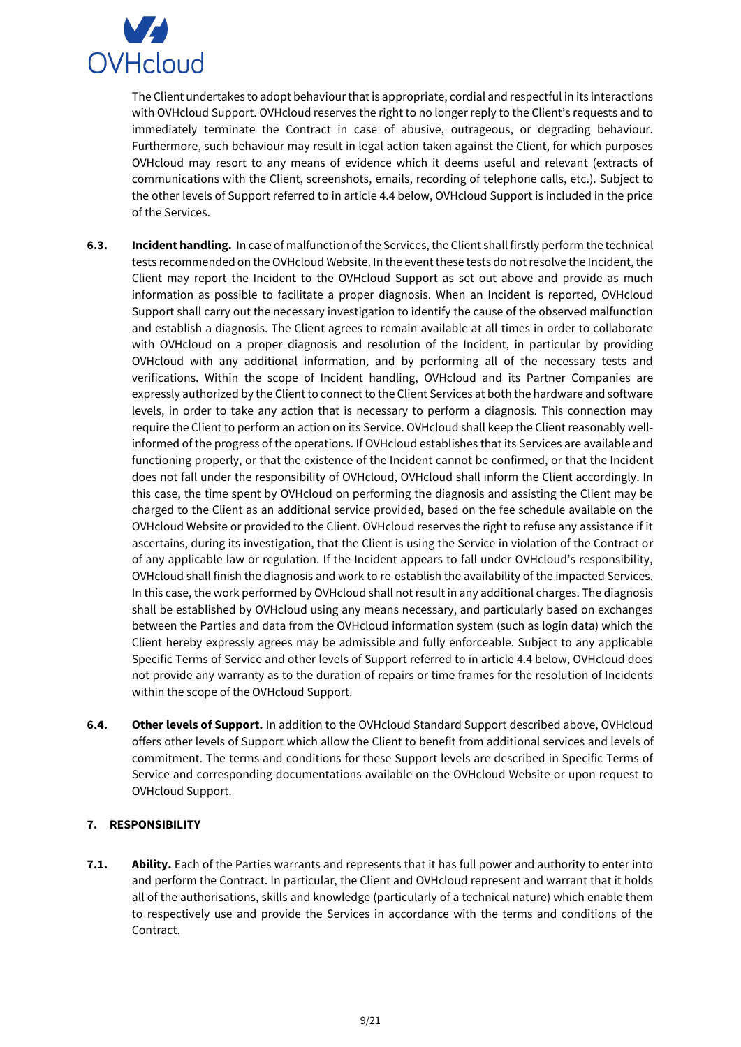The Client undertakes to adopt behaviour that is appropriate, cordial and respectful in its interactions with OVHcloud Support. OVHcloud reserves the right to no longer reply to the Client's requests and to immediately terminate the Contract in case of abusive, outrageous, or degrading behaviour. Furthermore, such behaviour may result in legal action taken against the Client, for which purposes OVHcloud may resort to any means of evidence which it deems useful and relevant (extracts of communications with the Client, screenshots, emails, recording of telephone calls, etc.). Subject to the other levels of Support referred to in article 4.4 below, OVHcloud Support is included in the price of the Services.

**6.3. Incident handling.** In case of malfunction of the Services, the Client shall firstly perform the technical tests recommended on the OVHcloud Website. In the event these tests do not resolve the Incident, the Client may report the Incident to the OVHcloud Support as set out above and provide as much information as possible to facilitate a proper diagnosis. When an Incident is reported, OVHcloud Support shall carry out the necessary investigation to identify the cause of the observed malfunction and establish a diagnosis. The Client agrees to remain available at all times in order to collaborate with OVHcloud on a proper diagnosis and resolution of the Incident, in particular by providing OVHcloud with any additional information, and by performing all of the necessary tests and verifications. Within the scope of Incident handling, OVHcloud and its Partner Companies are expressly authorized by the Client to connect to the Client Services at both the hardware and software levels, in order to take any action that is necessary to perform a diagnosis. This connection may require the Client to perform an action on its Service. OVHcloud shall keep the Client reasonably well-informed of the progress of the operations. If OVHcloud establishes that its Services are available and functioning properly, or that the existence of the Incident cannot be confirmed, or that the Incident does not fall under the responsibility of OVHcloud, OVHcloud shall inform the Client accordingly. In this case, the time spent by OVHcloud on performing the diagnosis and assisting the Client may be charged to the Client as an additional service provided, based on the fee schedule available on the OVHcloud Website or provided to the Client. OVHcloud reserves the right to refuse any assistance if it ascertains, during its investigation, that the Client is using the Service in violation of the Contract or of any applicable law or regulation. If the Incident appears to fall under OVHcloud's responsibility, OVHcloud shall finish the diagnosis and work to re-establish the availability of the impacted Services. In this case, the work performed by OVHcloud shall not result in any additional charges. The diagnosis shall be established by OVHcloud using any means necessary, and particularly based on exchanges between the Parties and data from the OVHcloud information system (such as login data) which the Client hereby expressly agrees may be admissible and fully enforceable. Subject to any applicable Specific Terms of Service and other levels of Support referred to in article 4.4 below, OVHcloud does not provide any warranty as to the duration of repairs or time frames for the resolution of Incidents within the scope of the OVHcloud Support.

**6.4. Other levels of Support.** In addition to the OVHcloud Standard Support described above, OVHcloud offers other levels of Support which allow the Client to benefit from additional services and levels of commitment. The terms and conditions for these Support levels are described in Specific Terms of Service and corresponding documentations available on the OVHcloud Website or upon request to OVHcloud Support.

## 7. RESPONSIBILITY

**7.1. Ability.** Each of the Parties warrants and represents that it has full power and authority to enter into and perform the Contract. In particular, the Client and OVHcloud represent and warrant that it holds all of the authorisations, skills and knowledge (particularly of a technical nature) which enable them to respectively use and provide the Services in accordance with the terms and conditions of the Contract.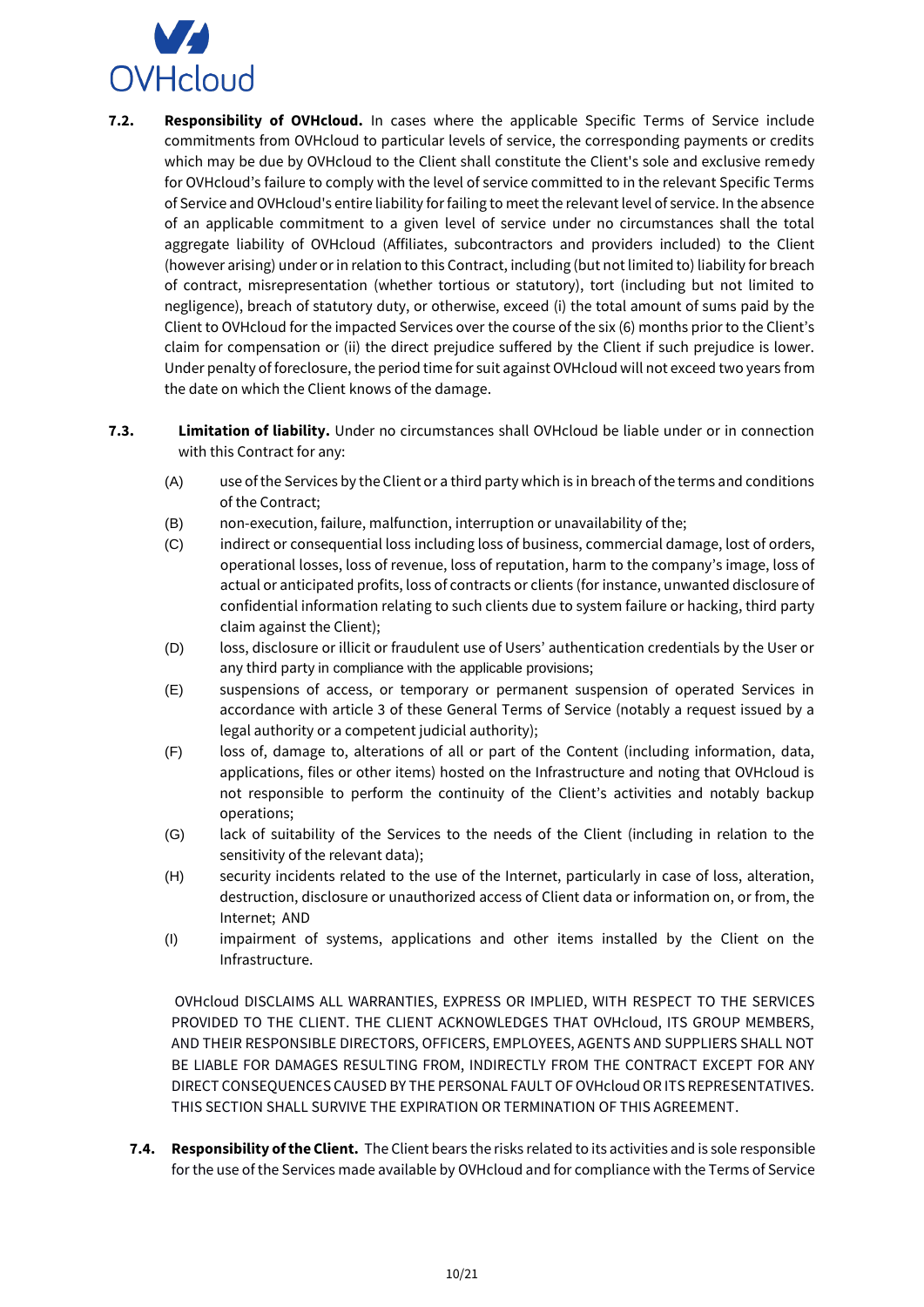**7.2. Responsibility of OVHcloud.** In cases where the applicable Specific Terms of Service include commitments from OVHcloud to particular levels of service, the corresponding payments or credits which may be due by OVHcloud to the Client shall constitute the Client's sole and exclusive remedy for OVHcloud's failure to comply with the level of service committed to in the relevant Specific Terms of Service and OVHcloud's entire liability for failing to meet the relevant level of service. In the absence of an applicable commitment to a given level of service under no circumstances shall the total aggregate liability of OVHcloud (Affiliates, subcontractors and providers included) to the Client (however arising) under or in relation to this Contract, including (but not limited to) liability for breach of contract, misrepresentation (whether tortious or statutory), tort (including but not limited to negligence), breach of statutory duty, or otherwise, exceed (i) the total amount of sums paid by the Client to OVHcloud for the impacted Services over the course of the six (6) months prior to the Client's claim for compensation or (ii) the direct prejudice suffered by the Client if such prejudice is lower. Under penalty of foreclosure, the period time for suit against OVHcloud will not exceed two years from the date on which the Client knows of the damage.

**7.3. Limitation of liability.** Under no circumstances shall OVHcloud be liable under or in connection with this Contract for any:

(A) use of the Services by the Client or a third party which is in breach of the terms and conditions of the Contract;

(B) non-execution, failure, malfunction, interruption or unavailability of the;

(C) indirect or consequential loss including loss of business, commercial damage, lost of orders, operational losses, loss of revenue, loss of reputation, harm to the company's image, loss of actual or anticipated profits, loss of contracts or clients (for instance, unwanted disclosure of confidential information relating to such clients due to system failure or hacking, third party claim against the Client);

(D) loss, disclosure or illicit or fraudulent use of Users' authentication credentials by the User or any third party in compliance with the applicable provisions;

(E) suspensions of access, or temporary or permanent suspension of operated Services in accordance with article 3 of these General Terms of Service (notably a request issued by a legal authority or a competent judicial authority);

(F) loss of, damage to, alterations of all or part of the Content (including information, data, applications, files or other items) hosted on the Infrastructure and noting that OVHcloud is not responsible to perform the continuity of the Client's activities and notably backup operations;

(G) lack of suitability of the Services to the needs of the Client (including in relation to the sensitivity of the relevant data);

(H) security incidents related to the use of the Internet, particularly in case of loss, alteration, destruction, disclosure or unauthorized access of Client data or information on, or from, the Internet; AND

(I) impairment of systems, applications and other items installed by the Client on the Infrastructure.

OVHcloud DISCLAIMS ALL WARRANTIES, EXPRESS OR IMPLIED, WITH RESPECT TO THE SERVICES PROVIDED TO THE CLIENT. THE CLIENT ACKNOWLEDGES THAT OVHcloud, ITS GROUP MEMBERS, AND THEIR RESPONSIBLE DIRECTORS, OFFICERS, EMPLOYEES, AGENTS AND SUPPLIERS SHALL NOT BE LIABLE FOR DAMAGES RESULTING FROM, INDIRECTLY FROM THE CONTRACT EXCEPT FOR ANY DIRECT CONSEQUENCES CAUSED BY THE PERSONAL FAULT OF OVHcloud OR ITS REPRESENTATIVES. THIS SECTION SHALL SURVIVE THE EXPIRATION OR TERMINATION OF THIS AGREEMENT.

**7.4. Responsibility of the Client.** The Client bears the risks related to its activities and is sole responsible for the use of the Services made available by OVHcloud and for compliance with the Terms of Service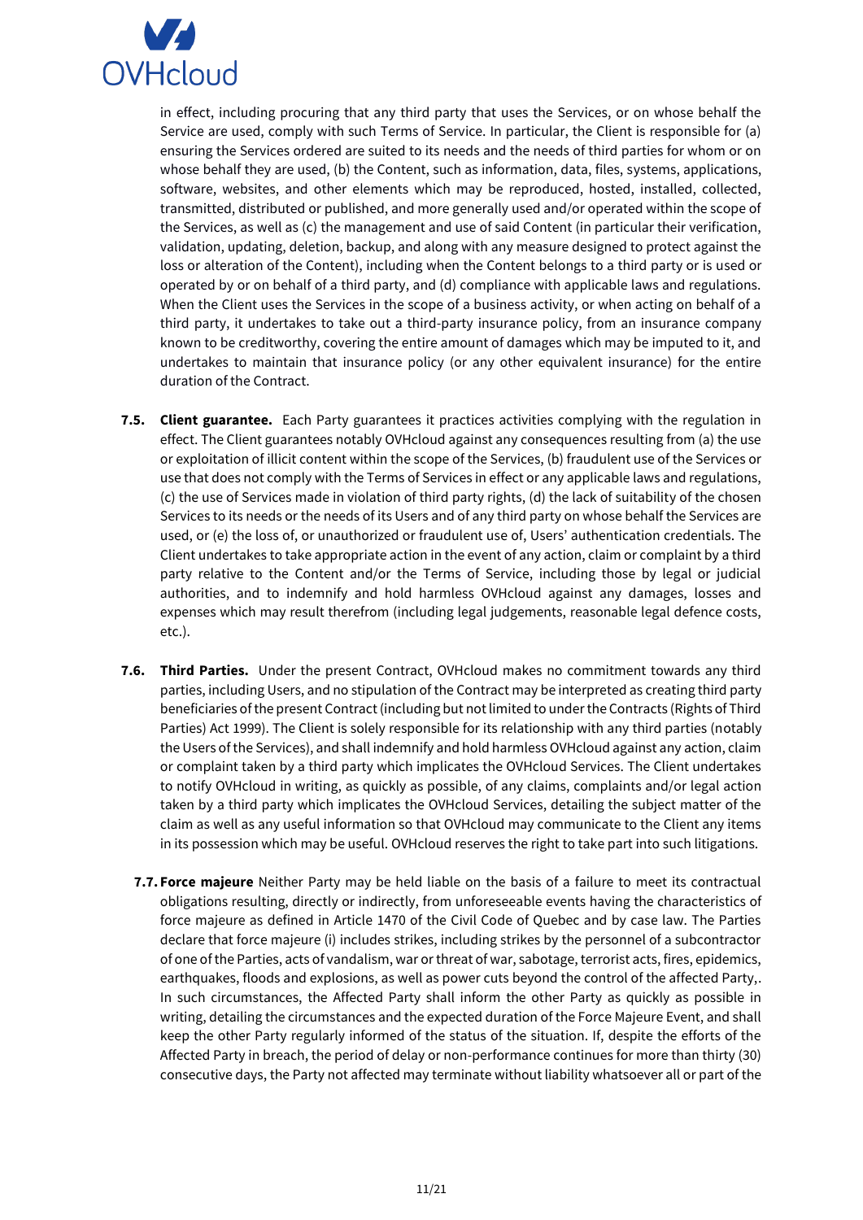in effect, including procuring that any third party that uses the Services, or on whose behalf the Service are used, comply with such Terms of Service. In particular, the Client is responsible for (a) ensuring the Services ordered are suited to its needs and the needs of third parties for whom or on whose behalf they are used, (b) the Content, such as information, data, files, systems, applications, software, websites, and other elements which may be reproduced, hosted, installed, collected, transmitted, distributed or published, and more generally used and/or operated within the scope of the Services, as well as (c) the management and use of said Content (in particular their verification, validation, updating, deletion, backup, and along with any measure designed to protect against the loss or alteration of the Content), including when the Content belongs to a third party or is used or operated by or on behalf of a third party, and (d) compliance with applicable laws and regulations. When the Client uses the Services in the scope of a business activity, or when acting on behalf of a third party, it undertakes to take out a third-party insurance policy, from an insurance company known to be creditworthy, covering the entire amount of damages which may be imputed to it, and undertakes to maintain that insurance policy (or any other equivalent insurance) for the entire duration of the Contract.

**7.5. Client guarantee.** Each Party guarantees it practices activities complying with the regulation in effect. The Client guarantees notably OVHcloud against any consequences resulting from (a) the use or exploitation of illicit content within the scope of the Services, (b) fraudulent use of the Services or use that does not comply with the Terms of Services in effect or any applicable laws and regulations, (c) the use of Services made in violation of third party rights, (d) the lack of suitability of the chosen Services to its needs or the needs of its Users and of any third party on whose behalf the Services are used, or (e) the loss of, or unauthorized or fraudulent use of, Users' authentication credentials. The Client undertakes to take appropriate action in the event of any action, claim or complaint by a third party relative to the Content and/or the Terms of Service, including those by legal or judicial authorities, and to indemnify and hold harmless OVHcloud against any damages, losses and expenses which may result therefrom (including legal judgements, reasonable legal defence costs, etc.).

**7.6. Third Parties.** Under the present Contract, OVHcloud makes no commitment towards any third parties, including Users, and no stipulation of the Contract may be interpreted as creating third party beneficiaries of the present Contract (including but not limited to under the Contracts (Rights of Third Parties) Act 1999). The Client is solely responsible for its relationship with any third parties (notably the Users of the Services), and shall indemnify and hold harmless OVHcloud against any action, claim or complaint taken by a third party which implicates the OVHcloud Services. The Client undertakes to notify OVHcloud in writing, as quickly as possible, of any claims, complaints and/or legal action taken by a third party which implicates the OVHcloud Services, detailing the subject matter of the claim as well as any useful information so that OVHcloud may communicate to the Client any items in its possession which may be useful. OVHcloud reserves the right to take part into such litigations.

**7.7. Force majeure** Neither Party may be held liable on the basis of a failure to meet its contractual obligations resulting, directly or indirectly, from unforeseeable events having the characteristics of force majeure as defined in Article 1470 of the Civil Code of Quebec and by case law. The Parties declare that force majeure (i) includes strikes, including strikes by the personnel of a subcontractor of one of the Parties, acts of vandalism, war or threat of war, sabotage, terrorist acts, fires, epidemics, earthquakes, floods and explosions, as well as power cuts beyond the control of the affected Party,. In such circumstances, the Affected Party shall inform the other Party as quickly as possible in writing, detailing the circumstances and the expected duration of the Force Majeure Event, and shall keep the other Party regularly informed of the status of the situation. If, despite the efforts of the Affected Party in breach, the period of delay or non-performance continues for more than thirty (30) consecutive days, the Party not affected may terminate without liability whatsoever all or part of the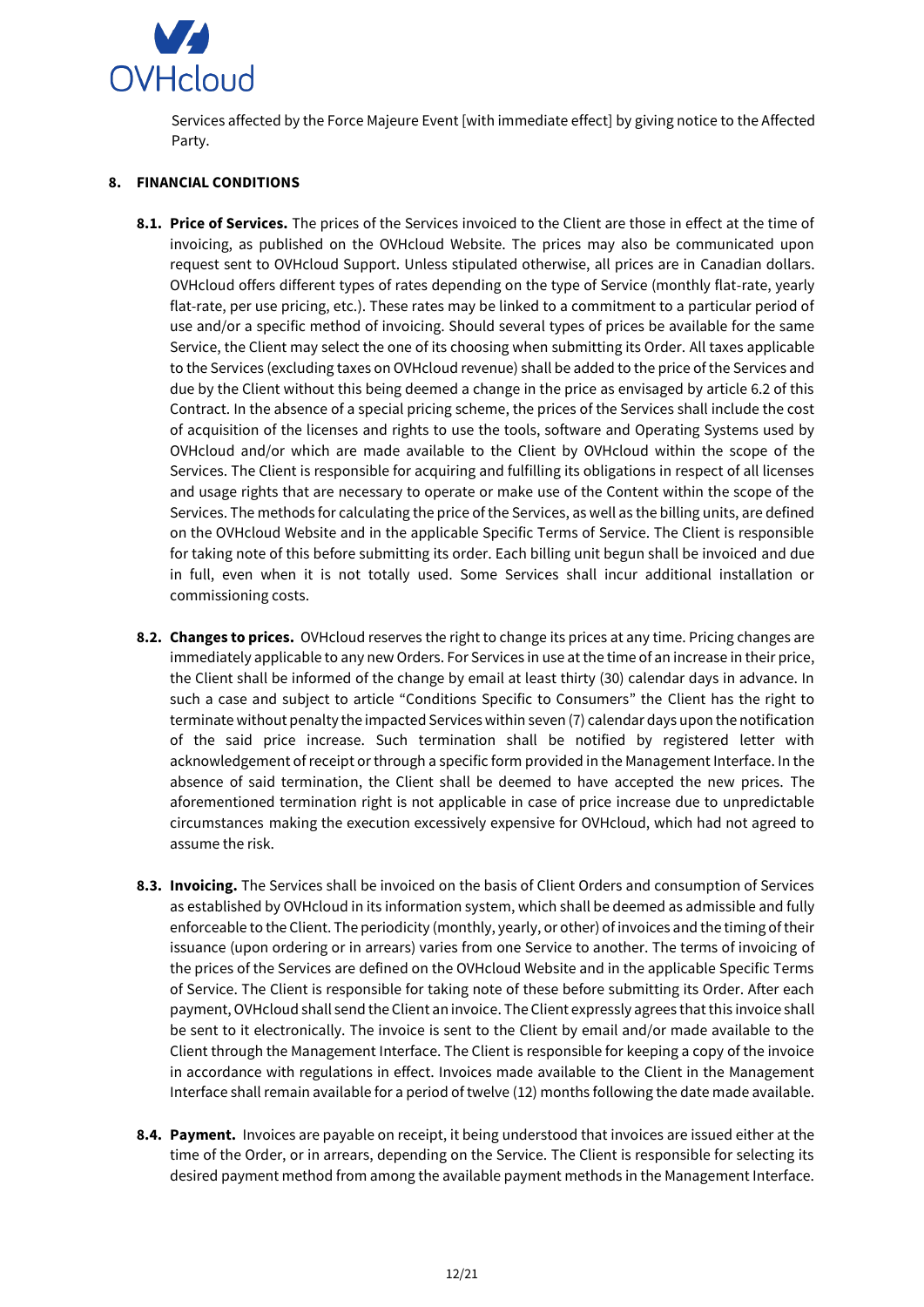Services affected by the Force Majeure Event [with immediate effect] by giving notice to the Affected Party.

## 8. FINANCIAL CONDITIONS

**8.1. Price of Services.** The prices of the Services invoiced to the Client are those in effect at the time of invoicing, as published on the OVHcloud Website. The prices may also be communicated upon request sent to OVHcloud Support. Unless stipulated otherwise, all prices are in Canadian dollars. OVHcloud offers different types of rates depending on the type of Service (monthly flat-rate, yearly flat-rate, per use pricing, etc.). These rates may be linked to a commitment to a particular period of use and/or a specific method of invoicing. Should several types of prices be available for the same Service, the Client may select the one of its choosing when submitting its Order. All taxes applicable to the Services (excluding taxes on OVHcloud revenue) shall be added to the price of the Services and due by the Client without this being deemed a change in the price as envisaged by article 6.2 of this Contract. In the absence of a special pricing scheme, the prices of the Services shall include the cost of acquisition of the licenses and rights to use the tools, software and Operating Systems used by OVHcloud and/or which are made available to the Client by OVHcloud within the scope of the Services. The Client is responsible for acquiring and fulfilling its obligations in respect of all licenses and usage rights that are necessary to operate or make use of the Content within the scope of the Services. The methods for calculating the price of the Services, as well as the billing units, are defined on the OVHcloud Website and in the applicable Specific Terms of Service. The Client is responsible for taking note of this before submitting its order. Each billing unit begun shall be invoiced and due in full, even when it is not totally used. Some Services shall incur additional installation or commissioning costs.

**8.2. Changes to prices.** OVHcloud reserves the right to change its prices at any time. Pricing changes are immediately applicable to any new Orders. For Services in use at the time of an increase in their price, the Client shall be informed of the change by email at least thirty (30) calendar days in advance. In such a case and subject to article "Conditions Specific to Consumers" the Client has the right to terminate without penalty the impacted Services within seven (7) calendar days upon the notification of the said price increase. Such termination shall be notified by registered letter with acknowledgement of receipt or through a specific form provided in the Management Interface. In the absence of said termination, the Client shall be deemed to have accepted the new prices. The aforementioned termination right is not applicable in case of price increase due to unpredictable circumstances making the execution excessively expensive for OVHcloud, which had not agreed to assume the risk.

**8.3. Invoicing.** The Services shall be invoiced on the basis of Client Orders and consumption of Services as established by OVHcloud in its information system, which shall be deemed as admissible and fully enforceable to the Client. The periodicity (monthly, yearly, or other) of invoices and the timing of their issuance (upon ordering or in arrears) varies from one Service to another. The terms of invoicing of the prices of the Services are defined on the OVHcloud Website and in the applicable Specific Terms of Service. The Client is responsible for taking note of these before submitting its Order. After each payment, OVHcloud shall send the Client an invoice. The Client expressly agrees that this invoice shall be sent to it electronically. The invoice is sent to the Client by email and/or made available to the Client through the Management Interface. The Client is responsible for keeping a copy of the invoice in accordance with regulations in effect. Invoices made available to the Client in the Management Interface shall remain available for a period of twelve (12) months following the date made available.

**8.4. Payment.** Invoices are payable on receipt, it being understood that invoices are issued either at the time of the Order, or in arrears, depending on the Service. The Client is responsible for selecting its desired payment method from among the available payment methods in the Management Interface.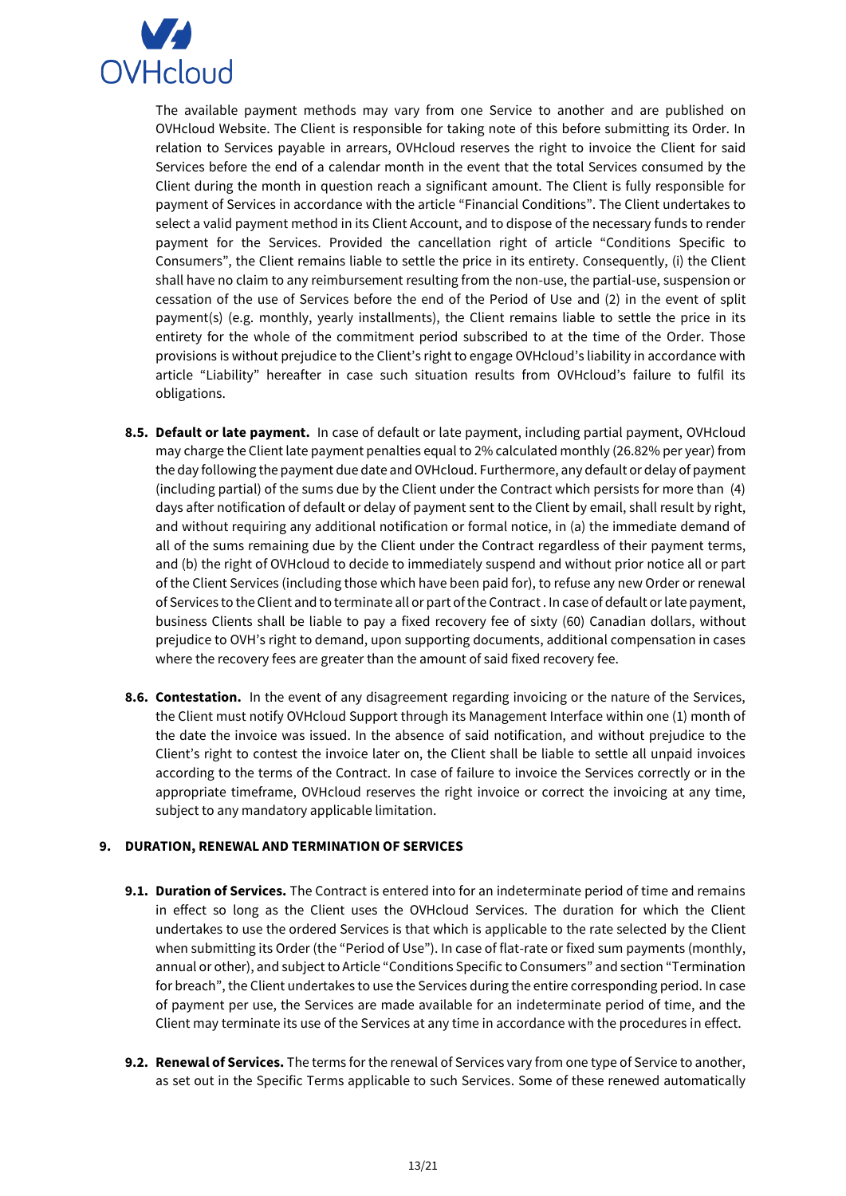The available payment methods may vary from one Service to another and are published on OVHcloud Website. The Client is responsible for taking note of this before submitting its Order. In relation to Services payable in arrears, OVHcloud reserves the right to invoice the Client for said Services before the end of a calendar month in the event that the total Services consumed by the Client during the month in question reach a significant amount. The Client is fully responsible for payment of Services in accordance with the article "Financial Conditions". The Client undertakes to select a valid payment method in its Client Account, and to dispose of the necessary funds to render payment for the Services. Provided the cancellation right of article "Conditions Specific to Consumers", the Client remains liable to settle the price in its entirety. Consequently, (i) the Client shall have no claim to any reimbursement resulting from the non-use, the partial-use, suspension or cessation of the use of Services before the end of the Period of Use and (2) in the event of split payment(s) (e.g. monthly, yearly installments), the Client remains liable to settle the price in its entirety for the whole of the commitment period subscribed to at the time of the Order. Those provisions is without prejudice to the Client's right to engage OVHcloud's liability in accordance with article "Liability" hereafter in case such situation results from OVHcloud's failure to fulfil its obligations.

**8.5. Default or late payment.** In case of default or late payment, including partial payment, OVHcloud may charge the Client late payment penalties equal to 2% calculated monthly (26.82% per year) from the day following the payment due date and OVHcloud. Furthermore, any default or delay of payment (including partial) of the sums due by the Client under the Contract which persists for more than (4) days after notification of default or delay of payment sent to the Client by email, shall result by right, and without requiring any additional notification or formal notice, in (a) the immediate demand of all of the sums remaining due by the Client under the Contract regardless of their payment terms, and (b) the right of OVHcloud to decide to immediately suspend and without prior notice all or part of the Client Services (including those which have been paid for), to refuse any new Order or renewal of Services to the Client and to terminate all or part of the Contract . In case of default or late payment, business Clients shall be liable to pay a fixed recovery fee of sixty (60) Canadian dollars, without prejudice to OVH's right to demand, upon supporting documents, additional compensation in cases where the recovery fees are greater than the amount of said fixed recovery fee.

**8.6. Contestation.** In the event of any disagreement regarding invoicing or the nature of the Services, the Client must notify OVHcloud Support through its Management Interface within one (1) month of the date the invoice was issued. In the absence of said notification, and without prejudice to the Client's right to contest the invoice later on, the Client shall be liable to settle all unpaid invoices according to the terms of the Contract. In case of failure to invoice the Services correctly or in the appropriate timeframe, OVHcloud reserves the right invoice or correct the invoicing at any time, subject to any mandatory applicable limitation.

## 9. DURATION, RENEWAL AND TERMINATION OF SERVICES

**9.1. Duration of Services.** The Contract is entered into for an indeterminate period of time and remains in effect so long as the Client uses the OVHcloud Services. The duration for which the Client undertakes to use the ordered Services is that which is applicable to the rate selected by the Client when submitting its Order (the "Period of Use"). In case of flat-rate or fixed sum payments (monthly, annual or other), and subject to Article "Conditions Specific to Consumers" and section "Termination for breach", the Client undertakes to use the Services during the entire corresponding period. In case of payment per use, the Services are made available for an indeterminate period of time, and the Client may terminate its use of the Services at any time in accordance with the procedures in effect.

**9.2. Renewal of Services.** The terms for the renewal of Services vary from one type of Service to another, as set out in the Specific Terms applicable to such Services. Some of these renewed automatically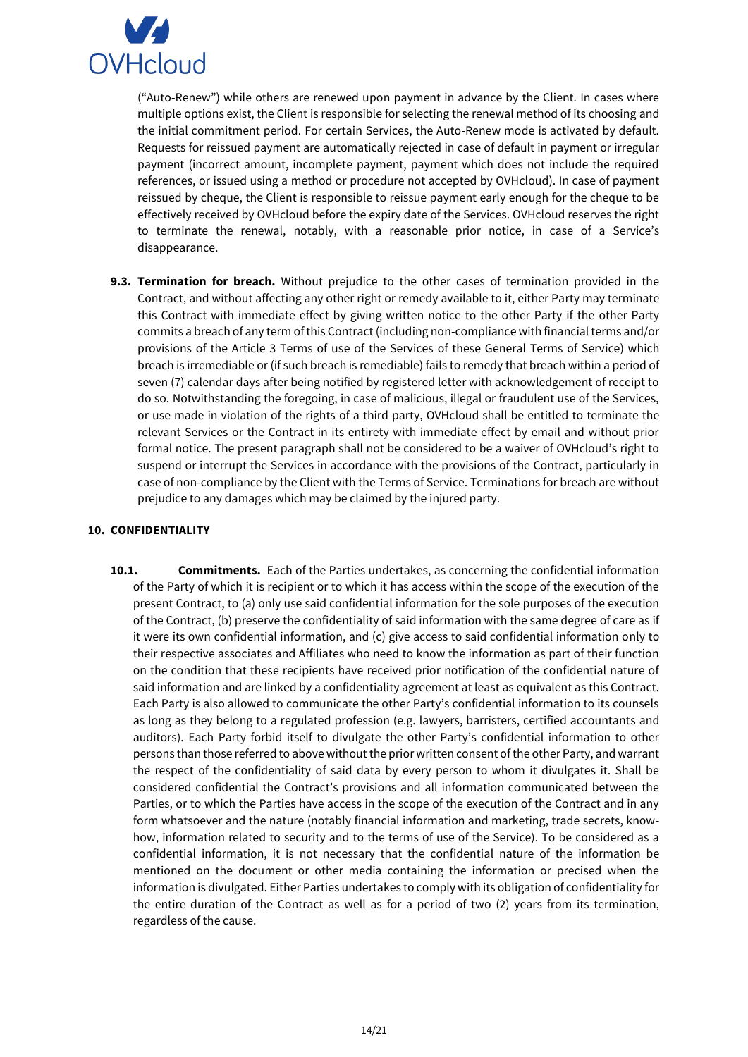("Auto-Renew") while others are renewed upon payment in advance by the Client. In cases where multiple options exist, the Client is responsible for selecting the renewal method of its choosing and the initial commitment period. For certain Services, the Auto-Renew mode is activated by default. Requests for reissued payment are automatically rejected in case of default in payment or irregular payment (incorrect amount, incomplete payment, payment which does not include the required references, or issued using a method or procedure not accepted by OVHcloud). In case of payment reissued by cheque, the Client is responsible to reissue payment early enough for the cheque to be effectively received by OVHcloud before the expiry date of the Services. OVHcloud reserves the right to terminate the renewal, notably, with a reasonable prior notice, in case of a Service's disappearance.

**9.3. Termination for breach.** Without prejudice to the other cases of termination provided in the Contract, and without affecting any other right or remedy available to it, either Party may terminate this Contract with immediate effect by giving written notice to the other Party if the other Party commits a breach of any term of this Contract (including non-compliance with financial terms and/or provisions of the Article 3 Terms of use of the Services of these General Terms of Service) which breach is irremediable or (if such breach is remediable) fails to remedy that breach within a period of seven (7) calendar days after being notified by registered letter with acknowledgement of receipt to do so. Notwithstanding the foregoing, in case of malicious, illegal or fraudulent use of the Services, or use made in violation of the rights of a third party, OVHcloud shall be entitled to terminate the relevant Services or the Contract in its entirety with immediate effect by email and without prior formal notice. The present paragraph shall not be considered to be a waiver of OVHcloud's right to suspend or interrupt the Services in accordance with the provisions of the Contract, particularly in case of non-compliance by the Client with the Terms of Service. Terminations for breach are without prejudice to any damages which may be claimed by the injured party.

## 10. CONFIDENTIALITY

**10.1. Commitments.** Each of the Parties undertakes, as concerning the confidential information of the Party of which it is recipient or to which it has access within the scope of the execution of the present Contract, to (a) only use said confidential information for the sole purposes of the execution of the Contract, (b) preserve the confidentiality of said information with the same degree of care as if it were its own confidential information, and (c) give access to said confidential information only to their respective associates and Affiliates who need to know the information as part of their function on the condition that these recipients have received prior notification of the confidential nature of said information and are linked by a confidentiality agreement at least as equivalent as this Contract. Each Party is also allowed to communicate the other Party's confidential information to its counsels as long as they belong to a regulated profession (e.g. lawyers, barristers, certified accountants and auditors). Each Party forbid itself to divulgate the other Party's confidential information to other persons than those referred to above without the prior written consent of the other Party, and warrant the respect of the confidentiality of said data by every person to whom it divulgates it. Shall be considered confidential the Contract's provisions and all information communicated between the Parties, or to which the Parties have access in the scope of the execution of the Contract and in any form whatsoever and the nature (notably financial information and marketing, trade secrets, know-how, information related to security and to the terms of use of the Service). To be considered as a confidential information, it is not necessary that the confidential nature of the information be mentioned on the document or other media containing the information or precised when the information is divulgated. Either Parties undertakes to comply with its obligation of confidentiality for the entire duration of the Contract as well as for a period of two (2) years from its termination, regardless of the cause.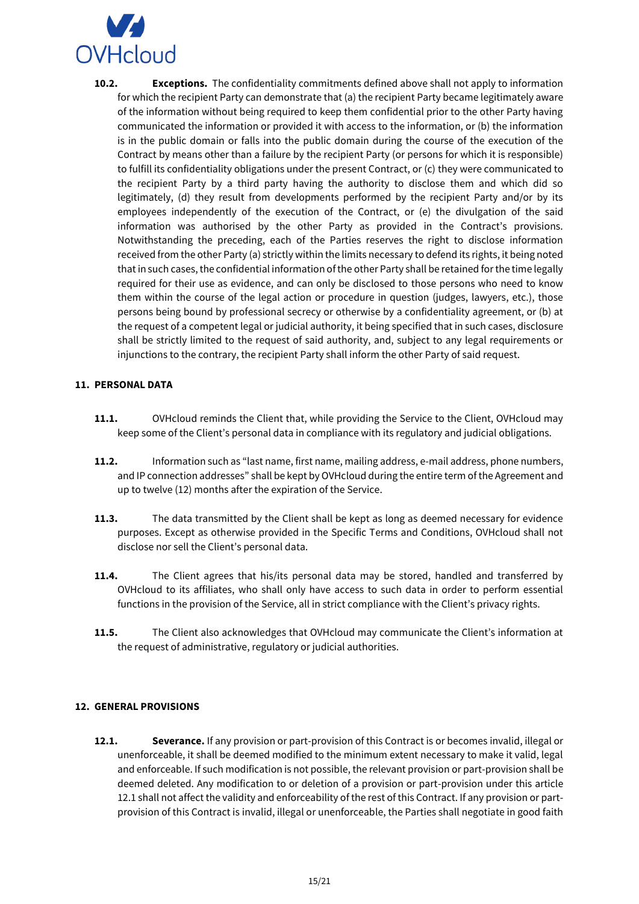**10.2. Exceptions.** The confidentiality commitments defined above shall not apply to information for which the recipient Party can demonstrate that (a) the recipient Party became legitimately aware of the information without being required to keep them confidential prior to the other Party having communicated the information or provided it with access to the information, or (b) the information is in the public domain or falls into the public domain during the course of the execution of the Contract by means other than a failure by the recipient Party (or persons for which it is responsible) to fulfill its confidentiality obligations under the present Contract, or (c) they were communicated to the recipient Party by a third party having the authority to disclose them and which did so legitimately, (d) they result from developments performed by the recipient Party and/or by its employees independently of the execution of the Contract, or (e) the divulgation of the said information was authorised by the other Party as provided in the Contract's provisions. Notwithstanding the preceding, each of the Parties reserves the right to disclose information received from the other Party (a) strictly within the limits necessary to defend its rights, it being noted that in such cases, the confidential information of the other Party shall be retained for the time legally required for their use as evidence, and can only be disclosed to those persons who need to know them within the course of the legal action or procedure in question (judges, lawyers, etc.), those persons being bound by professional secrecy or otherwise by a confidentiality agreement, or (b) at the request of a competent legal or judicial authority, it being specified that in such cases, disclosure shall be strictly limited to the request of said authority, and, subject to any legal requirements or injunctions to the contrary, the recipient Party shall inform the other Party of said request.

## 11. PERSONAL DATA

**11.1.** OVHcloud reminds the Client that, while providing the Service to the Client, OVHcloud may keep some of the Client's personal data in compliance with its regulatory and judicial obligations.

**11.2.** Information such as "last name, first name, mailing address, e-mail address, phone numbers, and IP connection addresses" shall be kept by OVHcloud during the entire term of the Agreement and up to twelve (12) months after the expiration of the Service.

**11.3.** The data transmitted by the Client shall be kept as long as deemed necessary for evidence purposes. Except as otherwise provided in the Specific Terms and Conditions, OVHcloud shall not disclose nor sell the Client's personal data.

**11.4.** The Client agrees that his/its personal data may be stored, handled and transferred by OVHcloud to its affiliates, who shall only have access to such data in order to perform essential functions in the provision of the Service, all in strict compliance with the Client's privacy rights.

**11.5.** The Client also acknowledges that OVHcloud may communicate the Client's information at the request of administrative, regulatory or judicial authorities.

## 12. GENERAL PROVISIONS

**12.1. Severance.** If any provision or part-provision of this Contract is or becomes invalid, illegal or unenforceable, it shall be deemed modified to the minimum extent necessary to make it valid, legal and enforceable. If such modification is not possible, the relevant provision or part-provision shall be deemed deleted. Any modification to or deletion of a provision or part-provision under this article 12.1 shall not affect the validity and enforceability of the rest of this Contract. If any provision or part-provision of this Contract is invalid, illegal or unenforceable, the Parties shall negotiate in good faith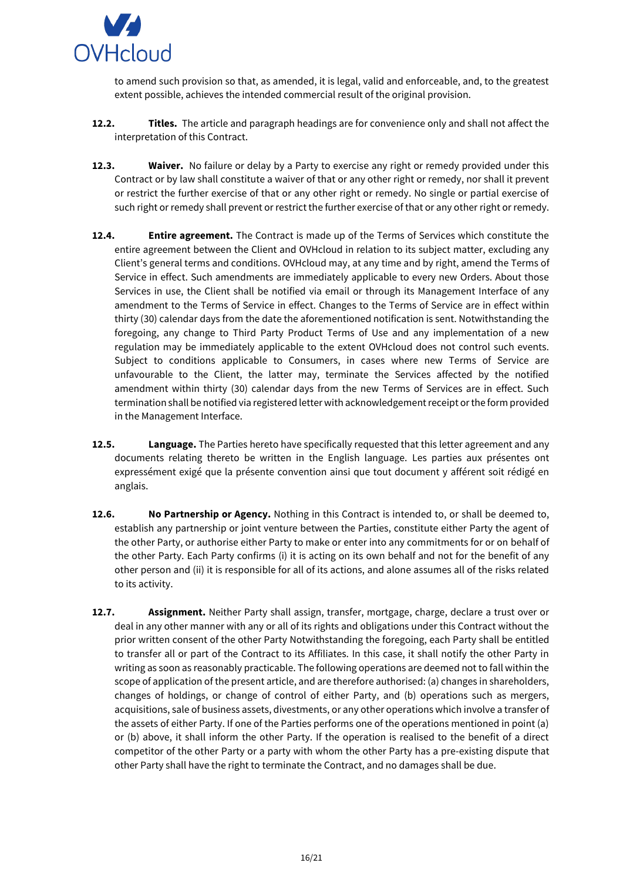to amend such provision so that, as amended, it is legal, valid and enforceable, and, to the greatest extent possible, achieves the intended commercial result of the original provision.

**12.2. Titles.** The article and paragraph headings are for convenience only and shall not affect the interpretation of this Contract.

**12.3. Waiver.** No failure or delay by a Party to exercise any right or remedy provided under this Contract or by law shall constitute a waiver of that or any other right or remedy, nor shall it prevent or restrict the further exercise of that or any other right or remedy. No single or partial exercise of such right or remedy shall prevent or restrict the further exercise of that or any other right or remedy.

**12.4. Entire agreement.** The Contract is made up of the Terms of Services which constitute the entire agreement between the Client and OVHcloud in relation to its subject matter, excluding any Client's general terms and conditions. OVHcloud may, at any time and by right, amend the Terms of Service in effect. Such amendments are immediately applicable to every new Orders. About those Services in use, the Client shall be notified via email or through its Management Interface of any amendment to the Terms of Service in effect. Changes to the Terms of Service are in effect within thirty (30) calendar days from the date the aforementioned notification is sent. Notwithstanding the foregoing, any change to Third Party Product Terms of Use and any implementation of a new regulation may be immediately applicable to the extent OVHcloud does not control such events. Subject to conditions applicable to Consumers, in cases where new Terms of Service are unfavourable to the Client, the latter may, terminate the Services affected by the notified amendment within thirty (30) calendar days from the new Terms of Services are in effect. Such termination shall be notified via registered letter with acknowledgement receipt or the form provided in the Management Interface.

**12.5. Language.** The Parties hereto have specifically requested that this letter agreement and any documents relating thereto be written in the English language. Les parties aux présentes ont expressément exigé que la présente convention ainsi que tout document y afférent soit rédigé en anglais.

**12.6. No Partnership or Agency.** Nothing in this Contract is intended to, or shall be deemed to, establish any partnership or joint venture between the Parties, constitute either Party the agent of the other Party, or authorise either Party to make or enter into any commitments for or on behalf of the other Party. Each Party confirms (i) it is acting on its own behalf and not for the benefit of any other person and (ii) it is responsible for all of its actions, and alone assumes all of the risks related to its activity.

**12.7. Assignment.** Neither Party shall assign, transfer, mortgage, charge, declare a trust over or deal in any other manner with any or all of its rights and obligations under this Contract without the prior written consent of the other Party Notwithstanding the foregoing, each Party shall be entitled to transfer all or part of the Contract to its Affiliates. In this case, it shall notify the other Party in writing as soon as reasonably practicable. The following operations are deemed not to fall within the scope of application of the present article, and are therefore authorised: (a) changes in shareholders, changes of holdings, or change of control of either Party, and (b) operations such as mergers, acquisitions, sale of business assets, divestments, or any other operations which involve a transfer of the assets of either Party. If one of the Parties performs one of the operations mentioned in point (a) or (b) above, it shall inform the other Party. If the operation is realised to the benefit of a direct competitor of the other Party or a party with whom the other Party has a pre-existing dispute that other Party shall have the right to terminate the Contract, and no damages shall be due.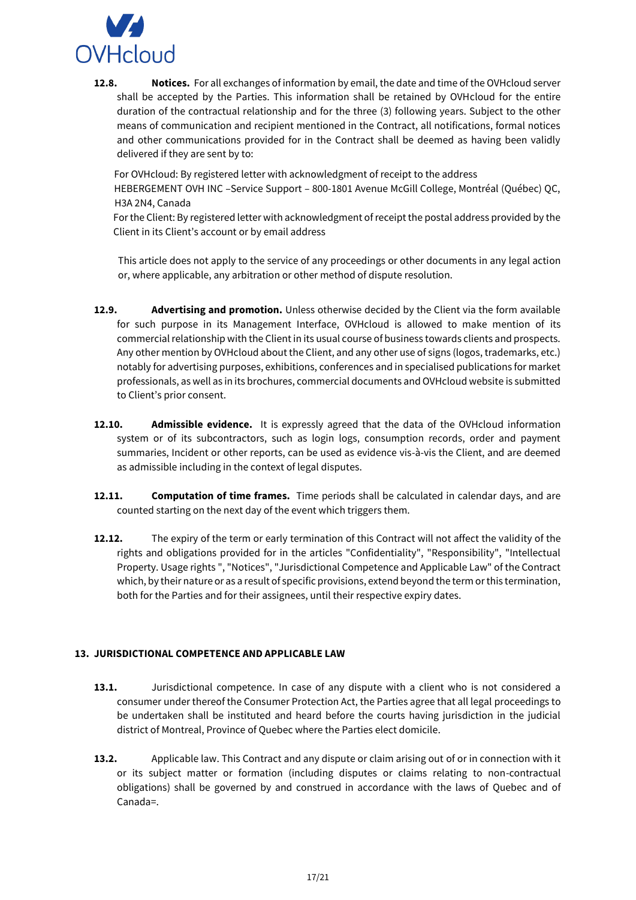**12.8. Notices.** For all exchanges of information by email, the date and time of the OVHcloud server shall be accepted by the Parties. This information shall be retained by OVHcloud for the entire duration of the contractual relationship and for the three (3) following years. Subject to the other means of communication and recipient mentioned in the Contract, all notifications, formal notices and other communications provided for in the Contract shall be deemed as having been validly delivered if they are sent by to:

For OVHcloud: By registered letter with acknowledgment of receipt to the address HEBERGEMENT OVH INC –Service Support – 800-1801 Avenue McGill College, Montréal (Québec) QC, H3A 2N4, Canada

For the Client: By registered letter with acknowledgment of receipt the postal address provided by the Client in its Client's account or by email address

This article does not apply to the service of any proceedings or other documents in any legal action or, where applicable, any arbitration or other method of dispute resolution.

**12.9. Advertising and promotion.** Unless otherwise decided by the Client via the form available for such purpose in its Management Interface, OVHcloud is allowed to make mention of its commercial relationship with the Client in its usual course of business towards clients and prospects. Any other mention by OVHcloud about the Client, and any other use of signs (logos, trademarks, etc.) notably for advertising purposes, exhibitions, conferences and in specialised publications for market professionals, as well as in its brochures, commercial documents and OVHcloud website is submitted to Client's prior consent.

**12.10. Admissible evidence.** It is expressly agreed that the data of the OVHcloud information system or of its subcontractors, such as login logs, consumption records, order and payment summaries, Incident or other reports, can be used as evidence vis-à-vis the Client, and are deemed as admissible including in the context of legal disputes.

**12.11. Computation of time frames.** Time periods shall be calculated in calendar days, and are counted starting on the next day of the event which triggers them.

**12.12.** The expiry of the term or early termination of this Contract will not affect the validity of the rights and obligations provided for in the articles "Confidentiality", "Responsibility", "Intellectual Property. Usage rights ", "Notices", "Jurisdictional Competence and Applicable Law" of the Contract which, by their nature or as a result of specific provisions, extend beyond the term or this termination, both for the Parties and for their assignees, until their respective expiry dates.

## 13. JURISDICTIONAL COMPETENCE AND APPLICABLE LAW

**13.1.** Jurisdictional competence. In case of any dispute with a client who is not considered a consumer under thereof the Consumer Protection Act, the Parties agree that all legal proceedings to be undertaken shall be instituted and heard before the courts having jurisdiction in the judicial district of Montreal, Province of Quebec where the Parties elect domicile.

**13.2.** Applicable law. This Contract and any dispute or claim arising out of or in connection with it or its subject matter or formation (including disputes or claims relating to non-contractual obligations) shall be governed by and construed in accordance with the laws of Quebec and of Canada=.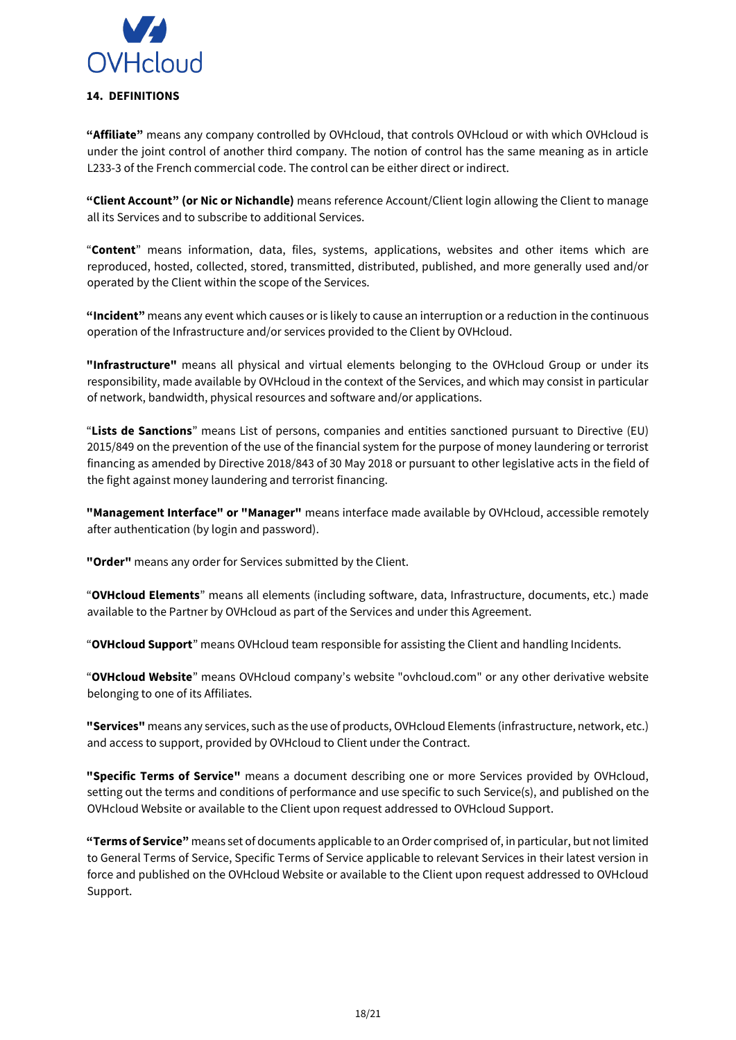## 14. DEFINITIONS

**"Affiliate"** means any company controlled by OVHcloud, that controls OVHcloud or with which OVHcloud is under the joint control of another third company. The notion of control has the same meaning as in article L233-3 of the French commercial code. The control can be either direct or indirect.

**"Client Account" (or Nic or Nichandle)** means reference Account/Client login allowing the Client to manage all its Services and to subscribe to additional Services.

"**Content**" means information, data, files, systems, applications, websites and other items which are reproduced, hosted, collected, stored, transmitted, distributed, published, and more generally used and/or operated by the Client within the scope of the Services.

**"Incident"** means any event which causes or is likely to cause an interruption or a reduction in the continuous operation of the Infrastructure and/or services provided to the Client by OVHcloud.

**"Infrastructure"** means all physical and virtual elements belonging to the OVHcloud Group or under its responsibility, made available by OVHcloud in the context of the Services, and which may consist in particular of network, bandwidth, physical resources and software and/or applications.

"**Lists de Sanctions**" means List of persons, companies and entities sanctioned pursuant to Directive (EU) 2015/849 on the prevention of the use of the financial system for the purpose of money laundering or terrorist financing as amended by Directive 2018/843 of 30 May 2018 or pursuant to other legislative acts in the field of the fight against money laundering and terrorist financing.

**"Management Interface" or "Manager"** means interface made available by OVHcloud, accessible remotely after authentication (by login and password).

**"Order"** means any order for Services submitted by the Client.

"**OVHcloud Elements**" means all elements (including software, data, Infrastructure, documents, etc.) made available to the Partner by OVHcloud as part of the Services and under this Agreement.

"**OVHcloud Support**" means OVHcloud team responsible for assisting the Client and handling Incidents.

"**OVHcloud Website**" means OVHcloud company's website "ovhcloud.com" or any other derivative website belonging to one of its Affiliates.

**"Services"** means any services, such as the use of products, OVHcloud Elements (infrastructure, network, etc.) and access to support, provided by OVHcloud to Client under the Contract.

**"Specific Terms of Service"** means a document describing one or more Services provided by OVHcloud, setting out the terms and conditions of performance and use specific to such Service(s), and published on the OVHcloud Website or available to the Client upon request addressed to OVHcloud Support.

**"Terms of Service"** means set of documents applicable to an Order comprised of, in particular, but not limited to General Terms of Service, Specific Terms of Service applicable to relevant Services in their latest version in force and published on the OVHcloud Website or available to the Client upon request addressed to OVHcloud Support.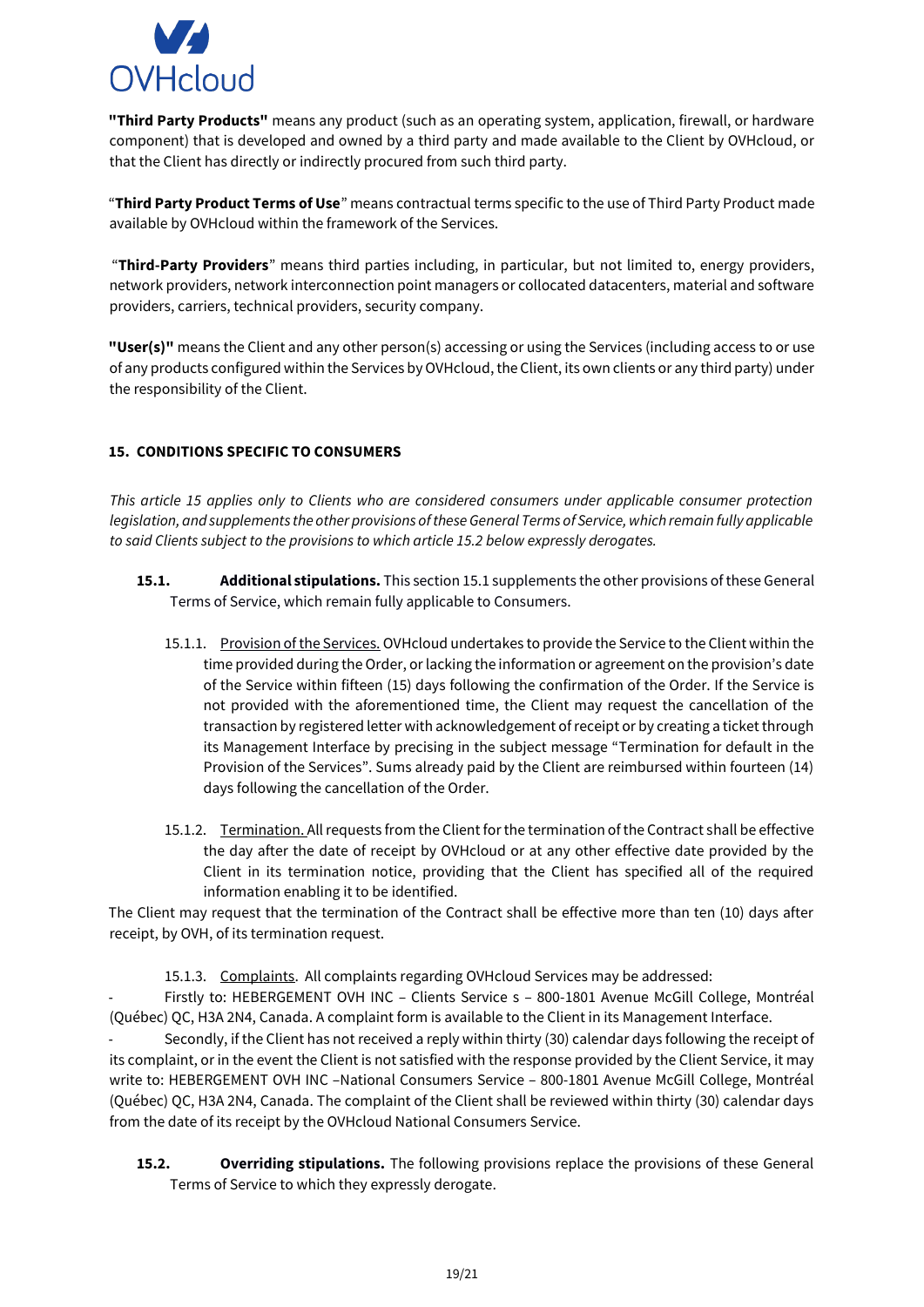**"Third Party Products"** means any product (such as an operating system, application, firewall, or hardware component) that is developed and owned by a third party and made available to the Client by OVHcloud, or that the Client has directly or indirectly procured from such third party.

"**Third Party Product Terms of Use**" means contractual terms specific to the use of Third Party Product made available by OVHcloud within the framework of the Services.

"**Third-Party Providers**" means third parties including, in particular, but not limited to, energy providers, network providers, network interconnection point managers or collocated datacenters, material and software providers, carriers, technical providers, security company.

**"User(s)"** means the Client and any other person(s) accessing or using the Services (including access to or use of any products configured within the Services by OVHcloud, the Client, its own clients or any third party) under the responsibility of the Client.

## 15. CONDITIONS SPECIFIC TO CONSUMERS

*This article 15 applies only to Clients who are considered consumers under applicable consumer protection legislation, and supplements the other provisions of these General Terms of Service, which remain fully applicable to said Clients subject to the provisions to which article 15.2 below expressly derogates.*

**15.1. Additional stipulations.** This section 15.1 supplements the other provisions of these General Terms of Service, which remain fully applicable to Consumers.

15.1.1. Provision of the Services. OVHcloud undertakes to provide the Service to the Client within the time provided during the Order, or lacking the information or agreement on the provision's date of the Service within fifteen (15) days following the confirmation of the Order. If the Service is not provided with the aforementioned time, the Client may request the cancellation of the transaction by registered letter with acknowledgement of receipt or by creating a ticket through its Management Interface by precising in the subject message "Termination for default in the Provision of the Services". Sums already paid by the Client are reimbursed within fourteen (14) days following the cancellation of the Order.

15.1.2. Termination. All requests from the Client for the termination of the Contract shall be effective the day after the date of receipt by OVHcloud or at any other effective date provided by the Client in its termination notice, providing that the Client has specified all of the required information enabling it to be identified.

The Client may request that the termination of the Contract shall be effective more than ten (10) days after receipt, by OVH, of its termination request.

15.1.3. Complaints. All complaints regarding OVHcloud Services may be addressed:

- Firstly to: HEBERGEMENT OVH INC – Clients Service s – 800-1801 Avenue McGill College, Montréal (Québec) QC, H3A 2N4, Canada. A complaint form is available to the Client in its Management Interface.
- Secondly, if the Client has not received a reply within thirty (30) calendar days following the receipt of its complaint, or in the event the Client is not satisfied with the response provided by the Client Service, it may write to: HEBERGEMENT OVH INC –National Consumers Service – 800-1801 Avenue McGill College, Montréal (Québec) QC, H3A 2N4, Canada. The complaint of the Client shall be reviewed within thirty (30) calendar days from the date of its receipt by the OVHcloud National Consumers Service.

**15.2. Overriding stipulations.** The following provisions replace the provisions of these General Terms of Service to which they expressly derogate.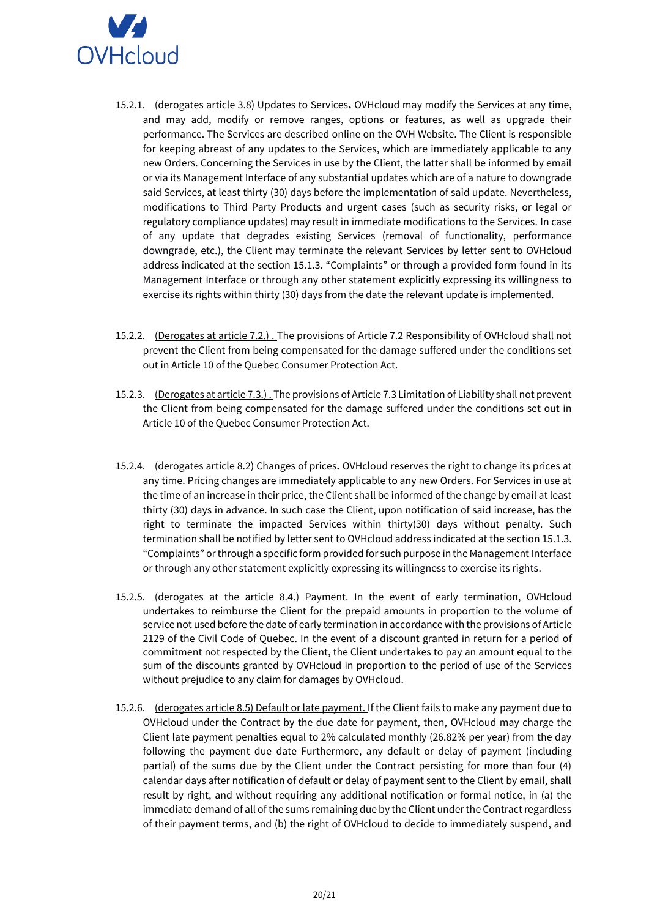15.2.1. (derogates article 3.8) Updates to Services**.** OVHcloud may modify the Services at any time, and may add, modify or remove ranges, options or features, as well as upgrade their performance. The Services are described online on the OVH Website. The Client is responsible for keeping abreast of any updates to the Services, which are immediately applicable to any new Orders. Concerning the Services in use by the Client, the latter shall be informed by email or via its Management Interface of any substantial updates which are of a nature to downgrade said Services, at least thirty (30) days before the implementation of said update. Nevertheless, modifications to Third Party Products and urgent cases (such as security risks, or legal or regulatory compliance updates) may result in immediate modifications to the Services. In case of any update that degrades existing Services (removal of functionality, performance downgrade, etc.), the Client may terminate the relevant Services by letter sent to OVHcloud address indicated at the section 15.1.3. "Complaints" or through a provided form found in its Management Interface or through any other statement explicitly expressing its willingness to exercise its rights within thirty (30) days from the date the relevant update is implemented.

15.2.2. (Derogates at article 7.2.) . The provisions of Article 7.2 Responsibility of OVHcloud shall not prevent the Client from being compensated for the damage suffered under the conditions set out in Article 10 of the Quebec Consumer Protection Act.

15.2.3. (Derogates at article 7.3.) . The provisions of Article 7.3 Limitation of Liability shall not prevent the Client from being compensated for the damage suffered under the conditions set out in Article 10 of the Quebec Consumer Protection Act.

15.2.4. (derogates article 8.2) Changes of prices**.** OVHcloud reserves the right to change its prices at any time. Pricing changes are immediately applicable to any new Orders. For Services in use at the time of an increase in their price, the Client shall be informed of the change by email at least thirty (30) days in advance. In such case the Client, upon notification of said increase, has the right to terminate the impacted Services within thirty(30) days without penalty. Such termination shall be notified by letter sent to OVHcloud address indicated at the section 15.1.3. "Complaints" or through a specific form provided for such purpose in the Management Interface or through any other statement explicitly expressing its willingness to exercise its rights.

15.2.5. (derogates at the article 8.4.) Payment. In the event of early termination, OVHcloud undertakes to reimburse the Client for the prepaid amounts in proportion to the volume of service not used before the date of early termination in accordance with the provisions of Article 2129 of the Civil Code of Quebec. In the event of a discount granted in return for a period of commitment not respected by the Client, the Client undertakes to pay an amount equal to the sum of the discounts granted by OVHcloud in proportion to the period of use of the Services without prejudice to any claim for damages by OVHcloud.

15.2.6. (derogates article 8.5) Default or late payment. If the Client fails to make any payment due to OVHcloud under the Contract by the due date for payment, then, OVHcloud may charge the Client late payment penalties equal to 2% calculated monthly (26.82% per year) from the day following the payment due date Furthermore, any default or delay of payment (including partial) of the sums due by the Client under the Contract persisting for more than four (4) calendar days after notification of default or delay of payment sent to the Client by email, shall result by right, and without requiring any additional notification or formal notice, in (a) the immediate demand of all of the sums remaining due by the Client under the Contract regardless of their payment terms, and (b) the right of OVHcloud to decide to immediately suspend, and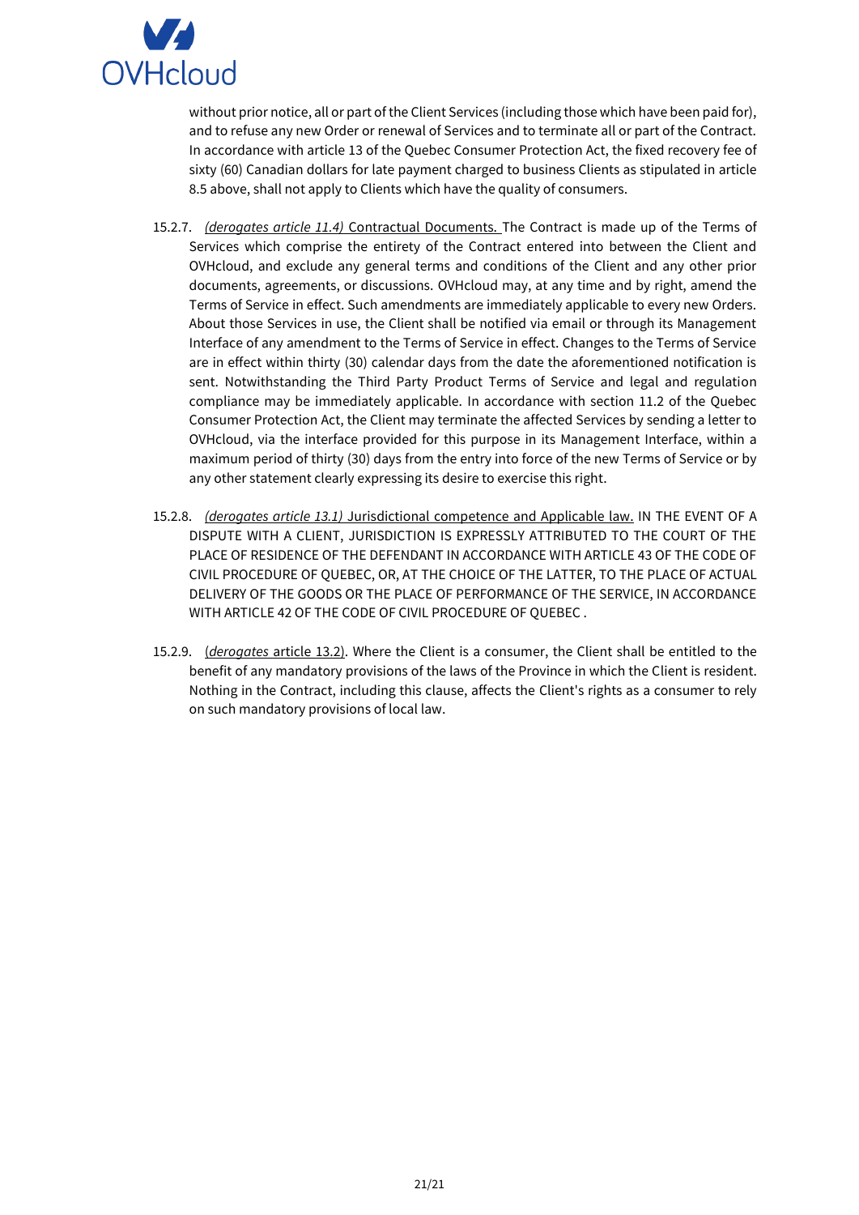without prior notice, all or part of the Client Services (including those which have been paid for), and to refuse any new Order or renewal of Services and to terminate all or part of the Contract. In accordance with article 13 of the Quebec Consumer Protection Act, the fixed recovery fee of sixty (60) Canadian dollars for late payment charged to business Clients as stipulated in article 8.5 above, shall not apply to Clients which have the quality of consumers.

15.2.7. *(derogates article 11.4)* Contractual Documents. The Contract is made up of the Terms of Services which comprise the entirety of the Contract entered into between the Client and OVHcloud, and exclude any general terms and conditions of the Client and any other prior documents, agreements, or discussions. OVHcloud may, at any time and by right, amend the Terms of Service in effect. Such amendments are immediately applicable to every new Orders. About those Services in use, the Client shall be notified via email or through its Management Interface of any amendment to the Terms of Service in effect. Changes to the Terms of Service are in effect within thirty (30) calendar days from the date the aforementioned notification is sent. Notwithstanding the Third Party Product Terms of Service and legal and regulation compliance may be immediately applicable. In accordance with section 11.2 of the Quebec Consumer Protection Act, the Client may terminate the affected Services by sending a letter to OVHcloud, via the interface provided for this purpose in its Management Interface, within a maximum period of thirty (30) days from the entry into force of the new Terms of Service or by any other statement clearly expressing its desire to exercise this right.

15.2.8. *(derogates article 13.1)* Jurisdictional competence and Applicable law. IN THE EVENT OF A DISPUTE WITH A CLIENT, JURISDICTION IS EXPRESSLY ATTRIBUTED TO THE COURT OF THE PLACE OF RESIDENCE OF THE DEFENDANT IN ACCORDANCE WITH ARTICLE 43 OF THE CODE OF CIVIL PROCEDURE OF QUEBEC, OR, AT THE CHOICE OF THE LATTER, TO THE PLACE OF ACTUAL DELIVERY OF THE GOODS OR THE PLACE OF PERFORMANCE OF THE SERVICE, IN ACCORDANCE WITH ARTICLE 42 OF THE CODE OF CIVIL PROCEDURE OF QUEBEC .

15.2.9. (*derogates* article 13.2). Where the Client is a consumer, the Client shall be entitled to the benefit of any mandatory provisions of the laws of the Province in which the Client is resident. Nothing in the Contract, including this clause, affects the Client's rights as a consumer to rely on such mandatory provisions of local law.